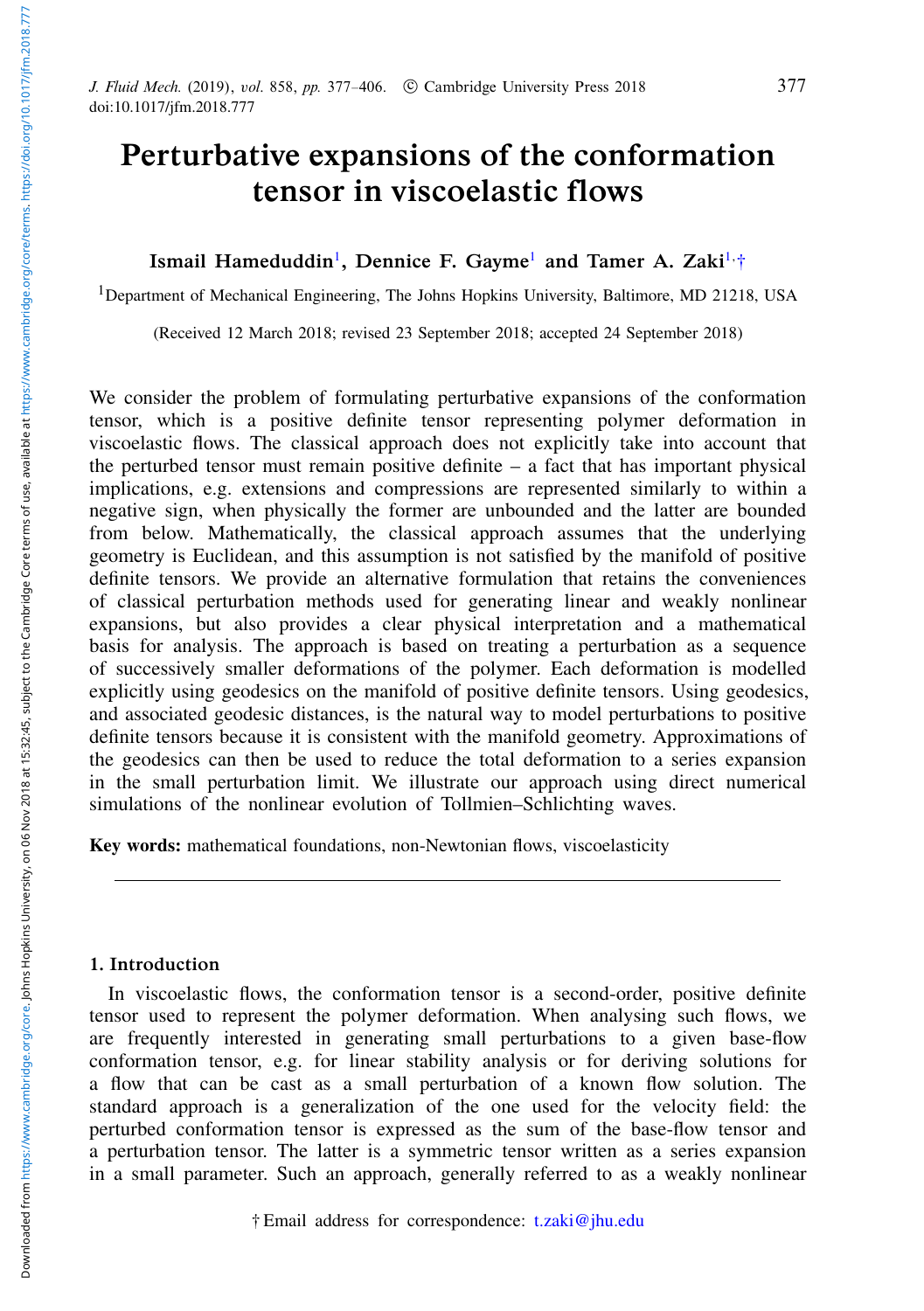# Perturbative expansions of the conformation tensor in viscoelastic flows

**Ismail Hameduddin[1], Dennice F. Gayme[1] and Tamer A. Zaki[1,†]**

[1]Department of Mechanical Engineering, The Johns Hopkins University, Baltimore, MD 21218, USA

(Received 12 March 2018; revised 23 September 2018; accepted 24 September 2018)

We consider the problem of formulating perturbative expansions of the conformation tensor, which is a positive definite tensor representing polymer deformation in viscoelastic flows. The classical approach does not explicitly take into account that the perturbed tensor must remain positive definite – a fact that has important physical implications, e.g. extensions and compressions are represented similarly to within a negative sign, when physically the former are unbounded and the latter are bounded from below. Mathematically, the classical approach assumes that the underlying geometry is Euclidean, and this assumption is not satisfied by the manifold of positive definite tensors. We provide an alternative formulation that retains the conveniences of classical perturbation methods used for generating linear and weakly nonlinear expansions, but also provides a clear physical interpretation and a mathematical basis for analysis. The approach is based on treating a perturbation as a sequence of successively smaller deformations of the polymer. Each deformation is modelled explicitly using geodesics on the manifold of positive definite tensors. Using geodesics, and associated geodesic distances, is the natural way to model perturbations to positive definite tensors because it is consistent with the manifold geometry. Approximations of the geodesics can then be used to reduce the total deformation to a series expansion in the small perturbation limit. We illustrate our approach using direct numerical simulations of the nonlinear evolution of Tollmien–Schlichting waves.

**Key words:** mathematical foundations, non-Newtonian flows, viscoelasticity

## 1. Introduction

In viscoelastic flows, the conformation tensor is a second-order, positive definite tensor used to represent the polymer deformation. When analysing such flows, we are frequently interested in generating small perturbations to a given base-flow conformation tensor, e.g. for linear stability analysis or for deriving solutions for a flow that can be cast as a small perturbation of a known flow solution. The standard approach is a generalization of the one used for the velocity field: the perturbed conformation tensor is expressed as the sum of the base-flow tensor and a perturbation tensor. The latter is a symmetric tensor written as a series expansion in a small parameter. Such an approach, generally referred to as a weakly nonlinear

† Email address for correspondence: t.zaki@jhu.edu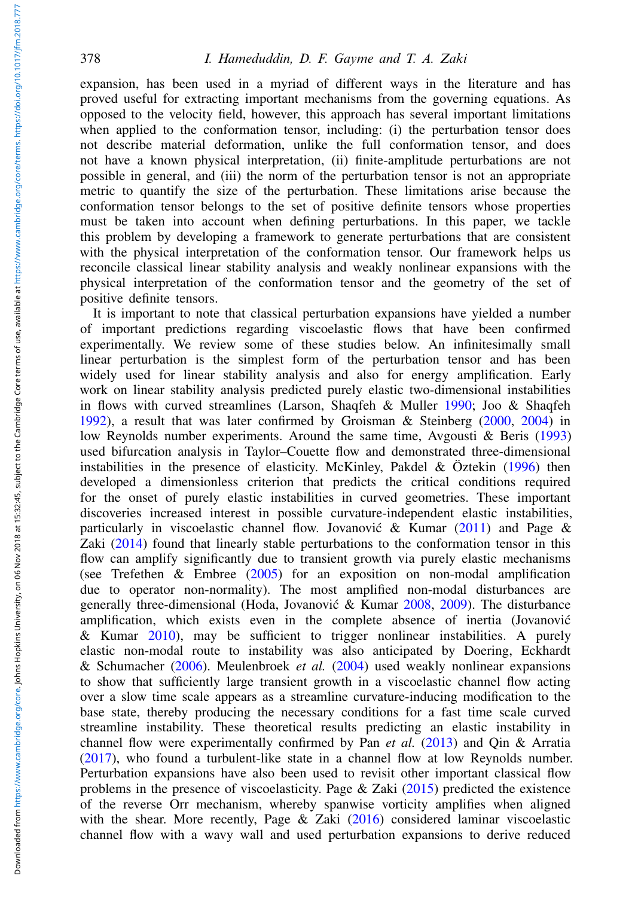expansion, has been used in a myriad of different ways in the literature and has proved useful for extracting important mechanisms from the governing equations. As opposed to the velocity field, however, this approach has several important limitations when applied to the conformation tensor, including: (i) the perturbation tensor does not describe material deformation, unlike the full conformation tensor, and does not have a known physical interpretation, (ii) finite-amplitude perturbations are not possible in general, and (iii) the norm of the perturbation tensor is not an appropriate metric to quantify the size of the perturbation. These limitations arise because the conformation tensor belongs to the set of positive definite tensors whose properties must be taken into account when defining perturbations. In this paper, we tackle this problem by developing a framework to generate perturbations that are consistent with the physical interpretation of the conformation tensor. Our framework helps us reconcile classical linear stability analysis and weakly nonlinear expansions with the physical interpretation of the conformation tensor and the geometry of the set of positive definite tensors.

It is important to note that classical perturbation expansions have yielded a number of important predictions regarding viscoelastic flows that have been confirmed experimentally. We review some of these studies below. An infinitesimally small linear perturbation is the simplest form of the perturbation tensor and has been widely used for linear stability analysis and also for energy amplification. Early work on linear stability analysis predicted purely elastic two-dimensional instabilities in flows with curved streamlines (Larson, Shaqfeh & Muller 1990; Joo & Shaqfeh 1992), a result that was later confirmed by Groisman & Steinberg (2000, 2004) in low Reynolds number experiments. Around the same time, Avgousti & Beris (1993) used bifurcation analysis in Taylor–Couette flow and demonstrated three-dimensional instabilities in the presence of elasticity. McKinley, Pakdel & Öztekin (1996) then developed a dimensionless criterion that predicts the critical conditions required for the onset of purely elastic instabilities in curved geometries. These important discoveries increased interest in possible curvature-independent elastic instabilities, particularly in viscoelastic channel flow. Jovanović & Kumar (2011) and Page & Zaki (2014) found that linearly stable perturbations to the conformation tensor in this flow can amplify significantly due to transient growth via purely elastic mechanisms (see Trefethen & Embree (2005) for an exposition on non-modal amplification due to operator non-normality). The most amplified non-modal disturbances are generally three-dimensional (Hoda, Jovanović & Kumar 2008, 2009). The disturbance amplification, which exists even in the complete absence of inertia (Jovanović & Kumar 2010), may be sufficient to trigger nonlinear instabilities. A purely elastic non-modal route to instability was also anticipated by Doering, Eckhardt & Schumacher (2006). Meulenbroek *et al.* (2004) used weakly nonlinear expansions to show that sufficiently large transient growth in a viscoelastic channel flow acting over a slow time scale appears as a streamline curvature-inducing modification to the base state, thereby producing the necessary conditions for a fast time scale curved streamline instability. These theoretical results predicting an elastic instability in channel flow were experimentally confirmed by Pan *et al.* (2013) and Qin & Arratia (2017), who found a turbulent-like state in a channel flow at low Reynolds number. Perturbation expansions have also been used to revisit other important classical flow problems in the presence of viscoelasticity. Page & Zaki (2015) predicted the existence of the reverse Orr mechanism, whereby spanwise vorticity amplifies when aligned with the shear. More recently, Page & Zaki (2016) considered laminar viscoelastic channel flow with a wavy wall and used perturbation expansions to derive reduced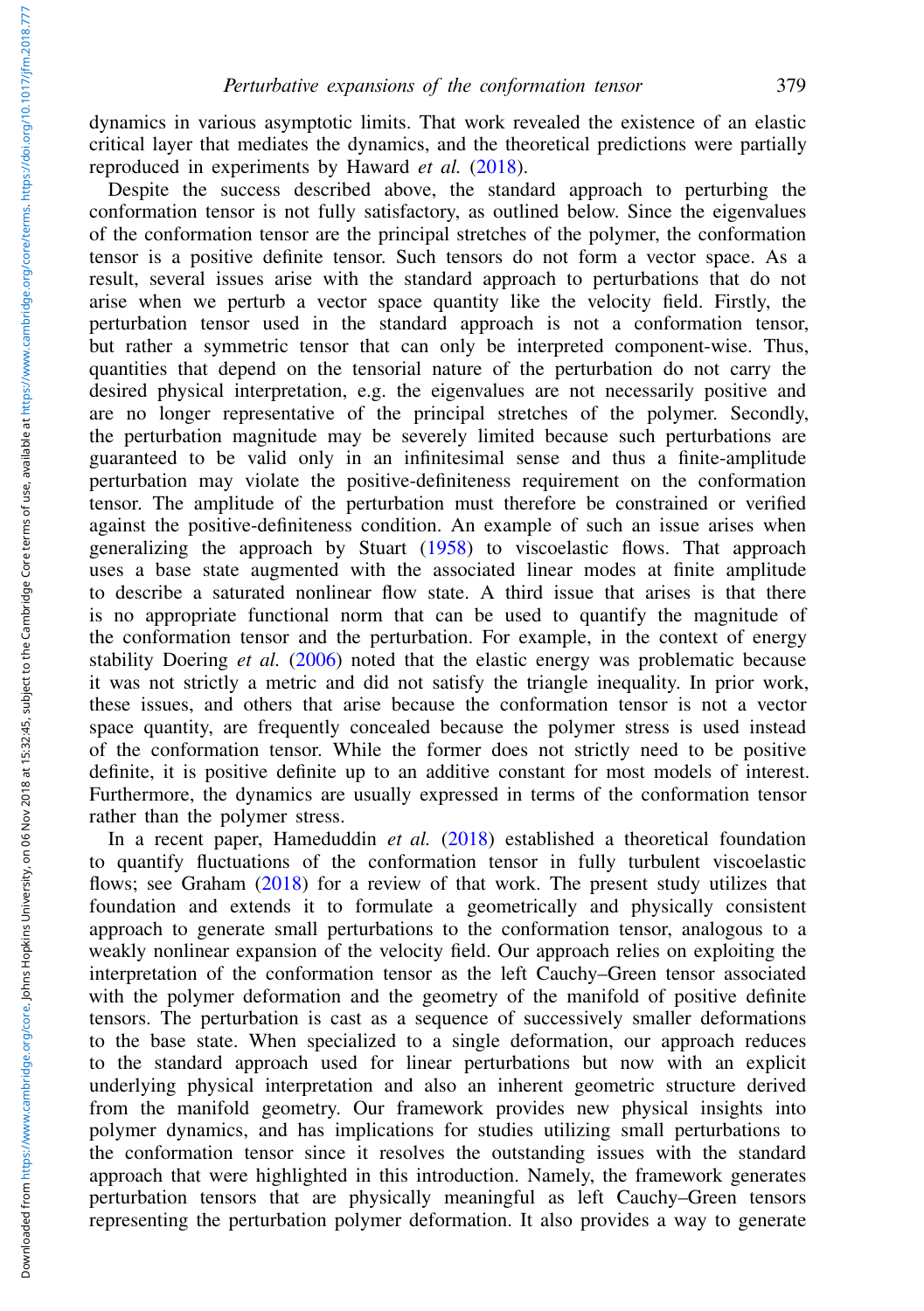dynamics in various asymptotic limits. That work revealed the existence of an elastic critical layer that mediates the dynamics, and the theoretical predictions were partially reproduced in experiments by Haward *et al.* (2018).

Despite the success described above, the standard approach to perturbing the conformation tensor is not fully satisfactory, as outlined below. Since the eigenvalues of the conformation tensor are the principal stretches of the polymer, the conformation tensor is a positive definite tensor. Such tensors do not form a vector space. As a result, several issues arise with the standard approach to perturbations that do not arise when we perturb a vector space quantity like the velocity field. Firstly, the perturbation tensor used in the standard approach is not a conformation tensor, but rather a symmetric tensor that can only be interpreted component-wise. Thus, quantities that depend on the tensorial nature of the perturbation do not carry the desired physical interpretation, e.g. the eigenvalues are not necessarily positive and are no longer representative of the principal stretches of the polymer. Secondly, the perturbation magnitude may be severely limited because such perturbations are guaranteed to be valid only in an infinitesimal sense and thus a finite-amplitude perturbation may violate the positive-definiteness requirement on the conformation tensor. The amplitude of the perturbation must therefore be constrained or verified against the positive-definiteness condition. An example of such an issue arises when generalizing the approach by Stuart (1958) to viscoelastic flows. That approach uses a base state augmented with the associated linear modes at finite amplitude to describe a saturated nonlinear flow state. A third issue that arises is that there is no appropriate functional norm that can be used to quantify the magnitude of the conformation tensor and the perturbation. For example, in the context of energy stability Doering *et al.* (2006) noted that the elastic energy was problematic because it was not strictly a metric and did not satisfy the triangle inequality. In prior work, these issues, and others that arise because the conformation tensor is not a vector space quantity, are frequently concealed because the polymer stress is used instead of the conformation tensor. While the former does not strictly need to be positive definite, it is positive definite up to an additive constant for most models of interest. Furthermore, the dynamics are usually expressed in terms of the conformation tensor rather than the polymer stress.

In a recent paper, Hameduddin *et al.* (2018) established a theoretical foundation to quantify fluctuations of the conformation tensor in fully turbulent viscoelastic flows; see Graham (2018) for a review of that work. The present study utilizes that foundation and extends it to formulate a geometrically and physically consistent approach to generate small perturbations to the conformation tensor, analogous to a weakly nonlinear expansion of the velocity field. Our approach relies on exploiting the interpretation of the conformation tensor as the left Cauchy–Green tensor associated with the polymer deformation and the geometry of the manifold of positive definite tensors. The perturbation is cast as a sequence of successively smaller deformations to the base state. When specialized to a single deformation, our approach reduces to the standard approach used for linear perturbations but now with an explicit underlying physical interpretation and also an inherent geometric structure derived from the manifold geometry. Our framework provides new physical insights into polymer dynamics, and has implications for studies utilizing small perturbations to the conformation tensor since it resolves the outstanding issues with the standard approach that were highlighted in this introduction. Namely, the framework generates perturbation tensors that are physically meaningful as left Cauchy–Green tensors representing the perturbation polymer deformation. It also provides a way to generate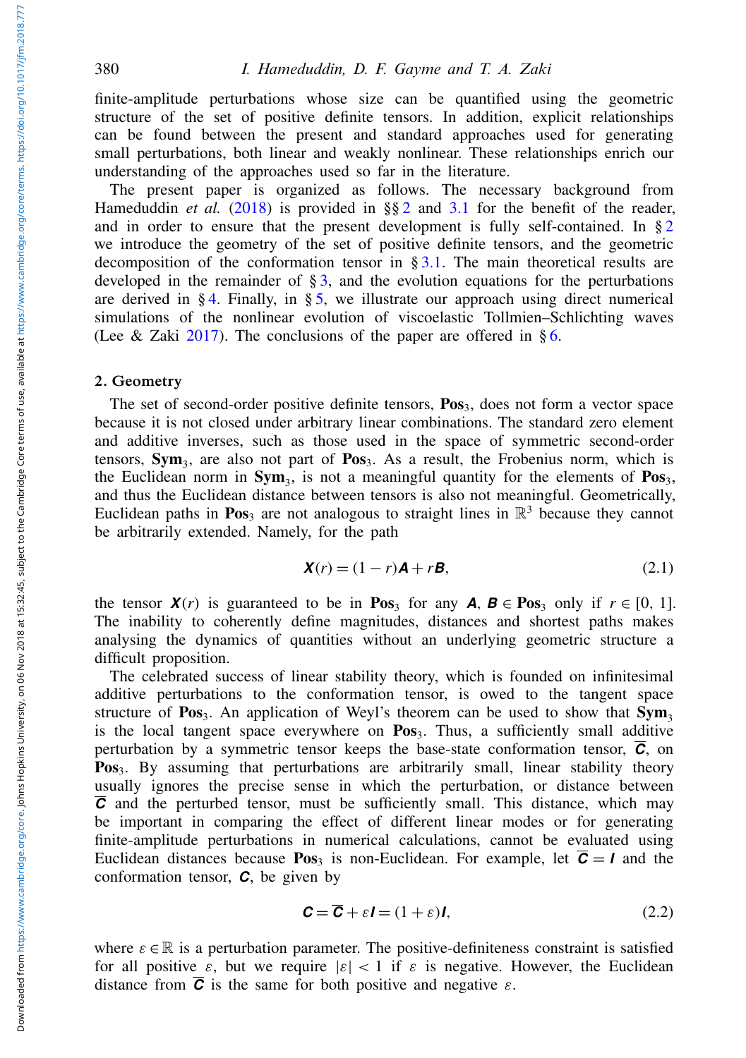finite-amplitude perturbations whose size can be quantified using the geometric structure of the set of positive definite tensors. In addition, explicit relationships can be found between the present and standard approaches used for generating small perturbations, both linear and weakly nonlinear. These relationships enrich our understanding of the approaches used so far in the literature.

The present paper is organized as follows. The necessary background from Hameduddin *et al.* (2018) is provided in §§ 2 and 3.1 for the benefit of the reader, and in order to ensure that the present development is fully self-contained. In § 2 we introduce the geometry of the set of positive definite tensors, and the geometric decomposition of the conformation tensor in § 3.1. The main theoretical results are developed in the remainder of § 3, and the evolution equations for the perturbations are derived in § 4. Finally, in § 5, we illustrate our approach using direct numerical simulations of the nonlinear evolution of viscoelastic Tollmien–Schlichting waves (Lee & Zaki 2017). The conclusions of the paper are offered in § 6.

## 2. Geometry

The set of second-order positive definite tensors, $\mathbf{Pos}_3$, does not form a vector space because it is not closed under arbitrary linear combinations. The standard zero element and additive inverses, such as those used in the space of symmetric second-order tensors, $\mathbf{Sym}_3$, are also not part of $\mathbf{Pos}_3$. As a result, the Frobenius norm, which is the Euclidean norm in $\mathbf{Sym}_3$, is not a meaningful quantity for the elements of $\mathbf{Pos}_3$, and thus the Euclidean distance between tensors is also not meaningful. Geometrically, Euclidean paths in $\mathbf{Pos}_3$ are not analogous to straight lines in $\mathbb{R}^3$ because they cannot be arbitrarily extended. Namely, for the path

$$\boldsymbol{X}(r) = (1 - r)\boldsymbol{A} + r\boldsymbol{B}, \tag{2.1}$$

the tensor $\boldsymbol{X}(r)$ is guaranteed to be in $\mathbf{Pos}_3$ for any $\boldsymbol{A}, \boldsymbol{B} \in \mathbf{Pos}_3$ only if $r \in [0, 1]$. The inability to coherently define magnitudes, distances and shortest paths makes analysing the dynamics of quantities without an underlying geometric structure a difficult proposition.

The celebrated success of linear stability theory, which is founded on infinitesimal additive perturbations to the conformation tensor, is owed to the tangent space structure of $\mathbf{Pos}_3$. An application of Weyl's theorem can be used to show that $\mathbf{Sym}_3$ is the local tangent space everywhere on $\mathbf{Pos}_3$. Thus, a sufficiently small additive perturbation by a symmetric tensor keeps the base-state conformation tensor, $\overline{\boldsymbol{C}}$, on $\mathbf{Pos}_3$. By assuming that perturbations are arbitrarily small, linear stability theory usually ignores the precise sense in which the perturbation, or distance between $\overline{\boldsymbol{C}}$ and the perturbed tensor, must be sufficiently small. This distance, which may be important in comparing the effect of different linear modes or for generating finite-amplitude perturbations in numerical calculations, cannot be evaluated using Euclidean distances because $\mathbf{Pos}_3$ is non-Euclidean. For example, let $\overline{\boldsymbol{C}} = \boldsymbol{I}$ and the conformation tensor, $\boldsymbol{C}$, be given by

$$\boldsymbol{C} = \overline{\boldsymbol{C}} + \varepsilon \boldsymbol{I} = (1 + \varepsilon)\boldsymbol{I}, \tag{2.2}$$

where $\varepsilon \in \mathbb{R}$ is a perturbation parameter. The positive-definiteness constraint is satisfied for all positive $\varepsilon$, but we require $|\varepsilon| < 1$ if $\varepsilon$ is negative. However, the Euclidean distance from $\overline{\boldsymbol{C}}$ is the same for both positive and negative $\varepsilon$.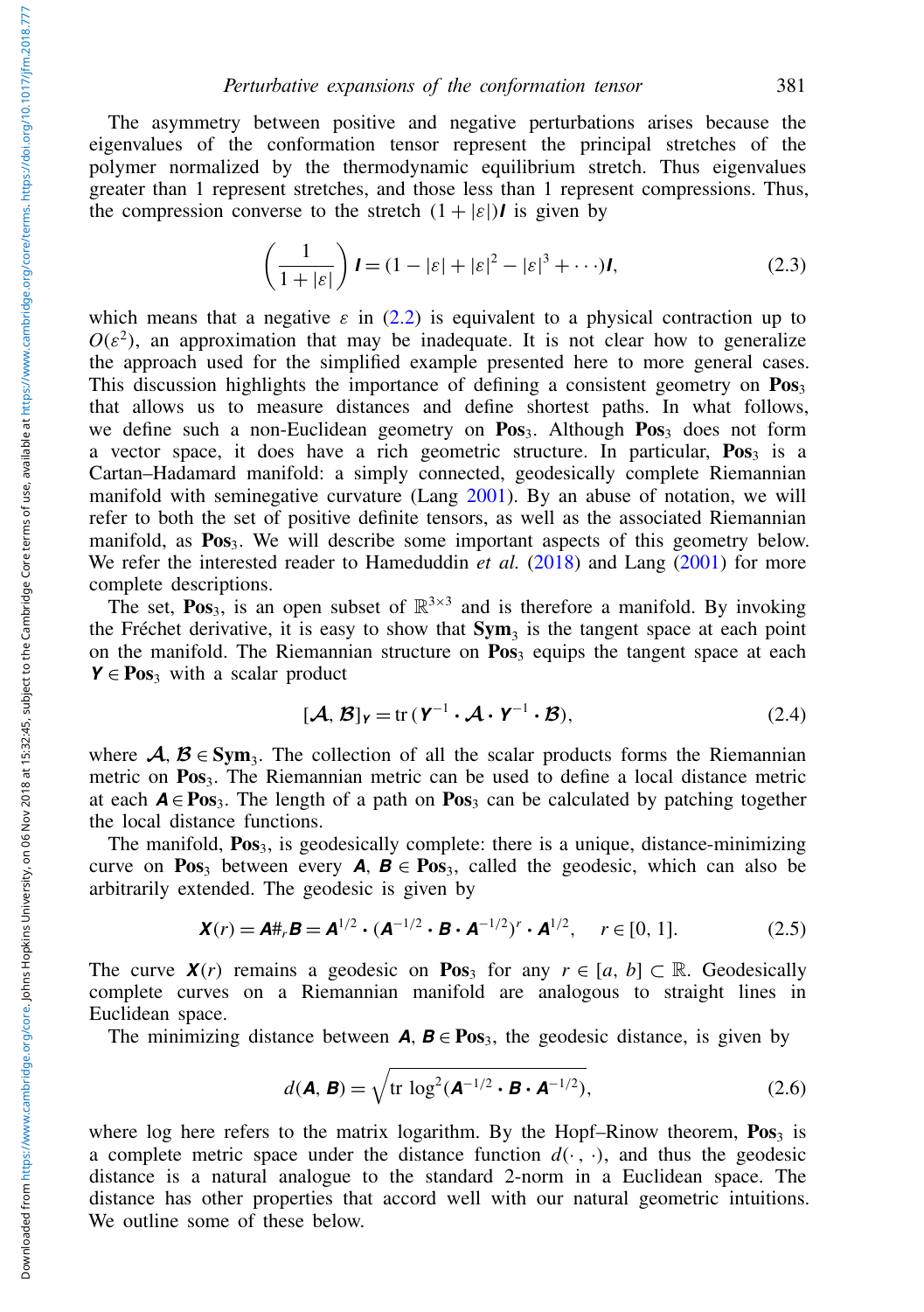The asymmetry between positive and negative perturbations arises because the eigenvalues of the conformation tensor represent the principal stretches of the polymer normalized by the thermodynamic equilibrium stretch. Thus eigenvalues greater than 1 represent stretches, and those less than 1 represent compressions. Thus, the compression converse to the stretch $(1+|\varepsilon|)\boldsymbol{I}$ is given by

$$\left(\frac{1}{1+|\varepsilon|}\right)\boldsymbol{I} = (1 - |\varepsilon| + |\varepsilon|^2 - |\varepsilon|^3 + \cdots)\boldsymbol{I}, \tag{2.3}$$

which means that a negative $\varepsilon$ in (2.2) is equivalent to a physical contraction up to $O(\varepsilon^2)$, an approximation that may be inadequate. It is not clear how to generalize the approach used for the simplified example presented here to more general cases. This discussion highlights the importance of defining a consistent geometry on $\mathbf{Pos}_3$ that allows us to measure distances and define shortest paths. In what follows, we define such a non-Euclidean geometry on $\mathbf{Pos}_3$. Although $\mathbf{Pos}_3$ does not form a vector space, it does have a rich geometric structure. In particular, $\mathbf{Pos}_3$ is a Cartan–Hadamard manifold: a simply connected, geodesically complete Riemannian manifold with seminegative curvature (Lang 2001). By an abuse of notation, we will refer to both the set of positive definite tensors, as well as the associated Riemannian manifold, as $\mathbf{Pos}_3$. We will describe some important aspects of this geometry below. We refer the interested reader to Hameduddin *et al.* (2018) and Lang (2001) for more complete descriptions.

The set, $\mathbf{Pos}_3$, is an open subset of $\mathbb{R}^{3\times 3}$ and is therefore a manifold. By invoking the Fréchet derivative, it is easy to show that $\mathbf{Sym}_3$ is the tangent space at each point on the manifold. The Riemannian structure on $\mathbf{Pos}_3$ equips the tangent space at each $\boldsymbol{Y} \in \mathbf{Pos}_3$ with a scalar product

$$[\mathcal{A}, \mathcal{B}]_{\boldsymbol{Y}} = \operatorname{tr}(\boldsymbol{Y}^{-1} \boldsymbol{\cdot} \mathcal{A} \boldsymbol{\cdot} \boldsymbol{Y}^{-1} \boldsymbol{\cdot} \mathcal{B}), \tag{2.4}$$

where $\mathcal{A}, \mathcal{B} \in \mathbf{Sym}_3$. The collection of all the scalar products forms the Riemannian metric on $\mathbf{Pos}_3$. The Riemannian metric can be used to define a local distance metric at each $\boldsymbol{A} \in \mathbf{Pos}_3$. The length of a path on $\mathbf{Pos}_3$ can be calculated by patching together the local distance functions.

The manifold, $\mathbf{Pos}_3$, is geodesically complete: there is a unique, distance-minimizing curve on $\mathbf{Pos}_3$ between every $\boldsymbol{A}, \boldsymbol{B} \in \mathbf{Pos}_3$, called the geodesic, which can also be arbitrarily extended. The geodesic is given by

$$\boldsymbol{X}(r) = \boldsymbol{A}\#_r\boldsymbol{B} = \boldsymbol{A}^{1/2} \boldsymbol{\cdot} (\boldsymbol{A}^{-1/2} \boldsymbol{\cdot} \boldsymbol{B} \boldsymbol{\cdot} \boldsymbol{A}^{-1/2})^r \boldsymbol{\cdot} \boldsymbol{A}^{1/2}, \quad r \in [0, 1]. \tag{2.5}$$

The curve $\boldsymbol{X}(r)$ remains a geodesic on $\mathbf{Pos}_3$ for any $r \in [a, b] \subset \mathbb{R}$. Geodesically complete curves on a Riemannian manifold are analogous to straight lines in Euclidean space.

The minimizing distance between $\boldsymbol{A}, \boldsymbol{B} \in \mathbf{Pos}_3$, the geodesic distance, is given by

$$d(\boldsymbol{A}, \boldsymbol{B}) = \sqrt{\operatorname{tr} \log^2(\boldsymbol{A}^{-1/2} \boldsymbol{\cdot} \boldsymbol{B} \boldsymbol{\cdot} \boldsymbol{A}^{-1/2})}, \tag{2.6}$$

where log here refers to the matrix logarithm. By the Hopf–Rinow theorem, $\mathbf{Pos}_3$ is a complete metric space under the distance function $d(\cdot, \cdot)$, and thus the geodesic distance is a natural analogue to the standard 2-norm in a Euclidean space. The distance has other properties that accord well with our natural geometric intuitions. We outline some of these below.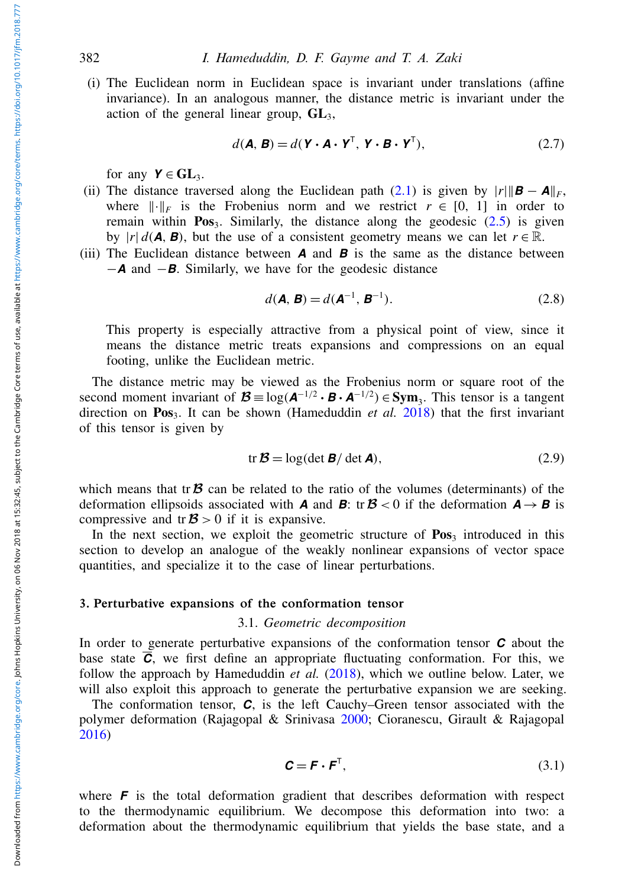(i) The Euclidean norm in Euclidean space is invariant under translations (affine invariance). In an analogous manner, the distance metric is invariant under the action of the general linear group, $\mathbf{GL}_3$,

$$d(\boldsymbol{A}, \boldsymbol{B}) = d(\boldsymbol{Y} \boldsymbol{\cdot} \boldsymbol{A} \boldsymbol{\cdot} \boldsymbol{Y}^{\mathsf{T}}, \boldsymbol{Y} \boldsymbol{\cdot} \boldsymbol{B} \boldsymbol{\cdot} \boldsymbol{Y}^{\mathsf{T}}), \tag{2.7}$$

for any $\boldsymbol{Y} \in \mathbf{GL}_3$.

(ii) The distance traversed along the Euclidean path (2.1) is given by $|r| \|\boldsymbol{B} - \boldsymbol{A}\|_F$, where $\|\cdot\|_F$ is the Frobenius norm and we restrict $r \in [0, 1]$ in order to remain within $\mathbf{Pos}_3$. Similarly, the distance along the geodesic (2.5) is given by $|r| \, d(\boldsymbol{A}, \boldsymbol{B})$, but the use of a consistent geometry means we can let $r \in \mathbb{R}$.

(iii) The Euclidean distance between $\boldsymbol{A}$ and $\boldsymbol{B}$ is the same as the distance between $-\boldsymbol{A}$ and $-\boldsymbol{B}$. Similarly, we have for the geodesic distance

$$d(\boldsymbol{A}, \boldsymbol{B}) = d(\boldsymbol{A}^{-1}, \boldsymbol{B}^{-1}). \tag{2.8}$$

This property is especially attractive from a physical point of view, since it means the distance metric treats expansions and compressions on an equal footing, unlike the Euclidean metric.

The distance metric may be viewed as the Frobenius norm or square root of the second moment invariant of $\boldsymbol{\mathcal{B}} \equiv \log(\boldsymbol{A}^{-1/2} \boldsymbol{\cdot} \boldsymbol{B} \boldsymbol{\cdot} \boldsymbol{A}^{-1/2}) \in \mathbf{Sym}_3$. This tensor is a tangent direction on $\mathbf{Pos}_3$. It can be shown (Hameduddin *et al.* 2018) that the first invariant of this tensor is given by

$$\operatorname{tr} \boldsymbol{\mathcal{B}} = \log(\det \boldsymbol{B} / \det \boldsymbol{A}), \tag{2.9}$$

which means that $\operatorname{tr} \boldsymbol{\mathcal{B}}$ can be related to the ratio of the volumes (determinants) of the deformation ellipsoids associated with $\boldsymbol{A}$ and $\boldsymbol{B}$: $\operatorname{tr} \boldsymbol{\mathcal{B}} < 0$ if the deformation $\boldsymbol{A} \to \boldsymbol{B}$ is compressive and $\operatorname{tr} \boldsymbol{\mathcal{B}} > 0$ if it is expansive.

In the next section, we exploit the geometric structure of $\mathbf{Pos}_3$ introduced in this section to develop an analogue of the weakly nonlinear expansions of vector space quantities, and specialize it to the case of linear perturbations.

## 3. Perturbative expansions of the conformation tensor

### 3.1. *Geometric decomposition*

In order to generate perturbative expansions of the conformation tensor $\boldsymbol{C}$ about the base state $\overline{\boldsymbol{C}}$, we first define an appropriate fluctuating conformation. For this, we follow the approach by Hameduddin *et al.* (2018), which we outline below. Later, we will also exploit this approach to generate the perturbative expansion we are seeking.

The conformation tensor, $\boldsymbol{C}$, is the left Cauchy–Green tensor associated with the polymer deformation (Rajagopal & Srinivasa 2000; Cioranescu, Girault & Rajagopal 2016)

$$\boldsymbol{C} = \boldsymbol{F} \boldsymbol{\cdot} \boldsymbol{F}^{\mathsf{T}}, \tag{3.1}$$

where $\boldsymbol{F}$ is the total deformation gradient that describes deformation with respect to the thermodynamic equilibrium. We decompose this deformation into two: a deformation about the thermodynamic equilibrium that yields the base state, and a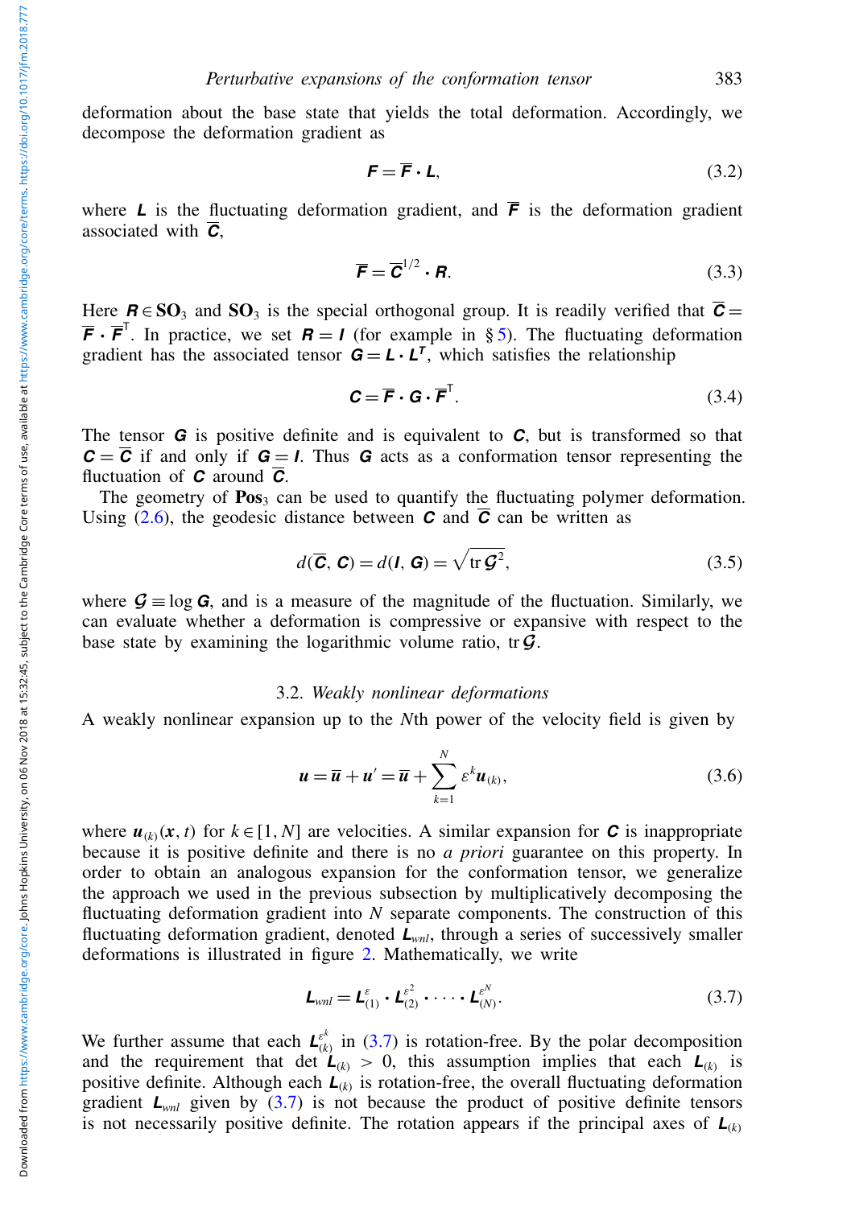deformation about the base state that yields the total deformation. Accordingly, we decompose the deformation gradient as

$$\boldsymbol{F} = \overline{\boldsymbol{F}} \boldsymbol{\cdot} \boldsymbol{L}, \tag{3.2}$$

where $\boldsymbol{L}$ is the fluctuating deformation gradient, and $\overline{\boldsymbol{F}}$ is the deformation gradient associated with $\overline{\boldsymbol{C}}$,

$$\overline{\boldsymbol{F}} = \overline{\boldsymbol{C}}^{1/2} \boldsymbol{\cdot} \boldsymbol{R}. \tag{3.3}$$

Here $\boldsymbol{R} \in \mathbf{SO}_3$ and $\mathbf{SO}_3$ is the special orthogonal group. It is readily verified that $\overline{\boldsymbol{C}} = \overline{\boldsymbol{F}} \boldsymbol{\cdot} \overline{\boldsymbol{F}}^{\mathsf{T}}$. In practice, we set $\boldsymbol{R} = \boldsymbol{I}$ (for example in § 5). The fluctuating deformation gradient has the associated tensor $\boldsymbol{G} = \boldsymbol{L} \boldsymbol{\cdot} \boldsymbol{L}^{\boldsymbol{T}}$, which satisfies the relationship

$$\boldsymbol{C} = \overline{\boldsymbol{F}} \boldsymbol{\cdot} \boldsymbol{G} \boldsymbol{\cdot} \overline{\boldsymbol{F}}^{\mathsf{T}}. \tag{3.4}$$

The tensor $\boldsymbol{G}$ is positive definite and is equivalent to $\boldsymbol{C}$, but is transformed so that $\boldsymbol{C} = \overline{\boldsymbol{C}}$ if and only if $\boldsymbol{G} = \boldsymbol{I}$. Thus $\boldsymbol{G}$ acts as a conformation tensor representing the fluctuation of $\boldsymbol{C}$ around $\overline{\boldsymbol{C}}$.

The geometry of $\mathbf{Pos}_3$ can be used to quantify the fluctuating polymer deformation. Using (2.6), the geodesic distance between $\boldsymbol{C}$ and $\overline{\boldsymbol{C}}$ can be written as

$$d(\overline{\boldsymbol{C}}, \boldsymbol{C}) = d(\boldsymbol{I}, \boldsymbol{G}) = \sqrt{\operatorname{tr} \boldsymbol{\mathcal{G}}^2}, \tag{3.5}$$

where $\boldsymbol{\mathcal{G}} \equiv \log \boldsymbol{G}$, and is a measure of the magnitude of the fluctuation. Similarly, we can evaluate whether a deformation is compressive or expansive with respect to the base state by examining the logarithmic volume ratio, $\operatorname{tr} \boldsymbol{\mathcal{G}}$.

### 3.2. *Weakly nonlinear deformations*

A weakly nonlinear expansion up to the $N$th power of the velocity field is given by

$$\boldsymbol{u} = \overline{\boldsymbol{u}} + \boldsymbol{u}' = \overline{\boldsymbol{u}} + \sum_{k=1}^{N} \varepsilon^k \boldsymbol{u}_{(k)}, \tag{3.6}$$

where $\boldsymbol{u}_{(k)}(\boldsymbol{x}, t)$ for $k \in [1, N]$ are velocities. A similar expansion for $\boldsymbol{C}$ is inappropriate because it is positive definite and there is no *a priori* guarantee on this property. In order to obtain an analogous expansion for the conformation tensor, we generalize the approach we used in the previous subsection by multiplicatively decomposing the fluctuating deformation gradient into $N$ separate components. The construction of this fluctuating deformation gradient, denoted $\boldsymbol{L}_{wnl}$, through a series of successively smaller deformations is illustrated in figure 2. Mathematically, we write

$$\boldsymbol{L}_{wnl} = \boldsymbol{L}_{(1)}^{\varepsilon} \boldsymbol{\cdot} \boldsymbol{L}_{(2)}^{\varepsilon^2} \boldsymbol{\cdot} \cdots \boldsymbol{\cdot} \boldsymbol{L}_{(N)}^{\varepsilon^N}. \tag{3.7}$$

We further assume that each $\boldsymbol{L}_{(k)}^{\varepsilon^k}$ in (3.7) is rotation-free. By the polar decomposition and the requirement that $\det \boldsymbol{L}_{(k)} > 0$, this assumption implies that each $\boldsymbol{L}_{(k)}$ is positive definite. Although each $\boldsymbol{L}_{(k)}$ is rotation-free, the overall fluctuating deformation gradient $\boldsymbol{L}_{wnl}$ given by (3.7) is not because the product of positive definite tensors is not necessarily positive definite. The rotation appears if the principal axes of $\boldsymbol{L}_{(k)}$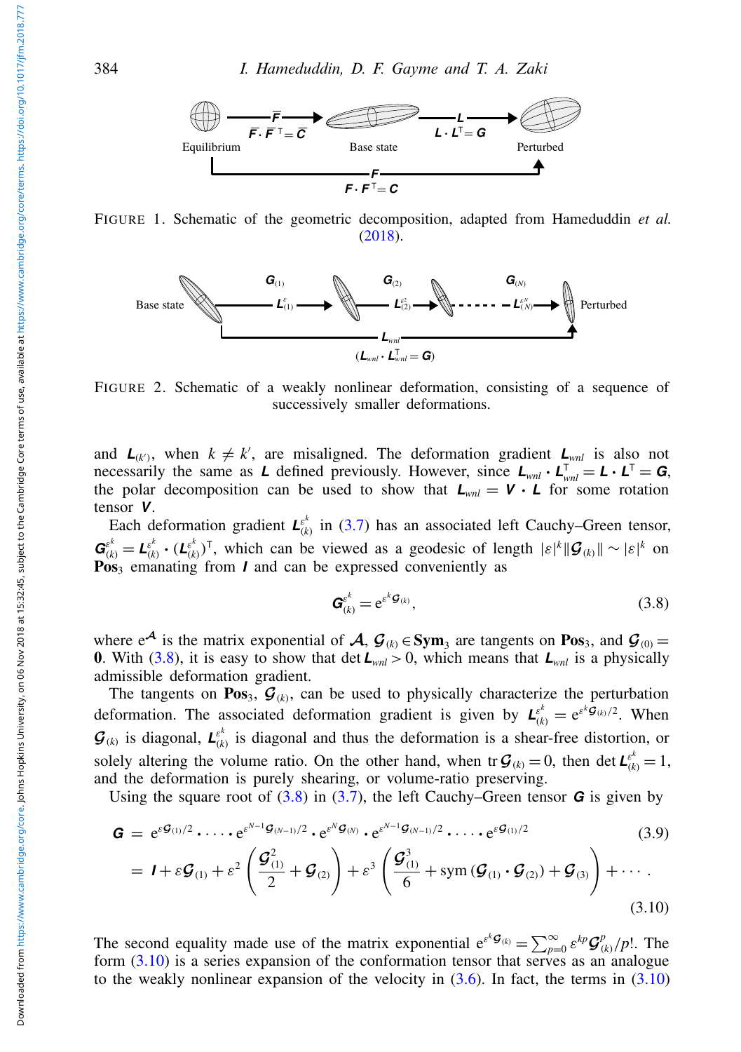FIGURE 1. Schematic of the geometric decomposition, adapted from Hameduddin *et al.* (2018).

FIGURE 2. Schematic of a weakly nonlinear deformation, consisting of a sequence of successively smaller deformations.

and $\boldsymbol{L}_{(k')}$, when $k \neq k'$, are misaligned. The deformation gradient $\boldsymbol{L}_{wnl}$ is also not necessarily the same as $\boldsymbol{L}$ defined previously. However, since $\boldsymbol{L}_{wnl}\boldsymbol{\cdot}\boldsymbol{L}_{wnl}^{\mathsf{T}} = \boldsymbol{L}\boldsymbol{\cdot}\boldsymbol{L}^{\mathsf{T}} = \boldsymbol{G}$, the polar decomposition can be used to show that $\boldsymbol{L}_{wnl} = \boldsymbol{V}\boldsymbol{\cdot}\boldsymbol{L}$ for some rotation tensor $\boldsymbol{V}$.

Each deformation gradient $\boldsymbol{L}_{(k)}^{\varepsilon^k}$ in (3.7) has an associated left Cauchy–Green tensor, $\boldsymbol{G}_{(k)}^{\varepsilon^k} = \boldsymbol{L}_{(k)}^{\varepsilon^k}\boldsymbol{\cdot}(\boldsymbol{L}_{(k)}^{\varepsilon^k})^{\mathsf{T}}$, which can be viewed as a geodesic of length $|\varepsilon|^k\|\boldsymbol{\mathcal{G}}_{(k)}\| \sim |\varepsilon|^k$ on $\mathbf{Pos}_3$ emanating from $\boldsymbol{I}$ and can be expressed conveniently as

$$\boldsymbol{G}_{(k)}^{\varepsilon^k} = \mathrm{e}^{\varepsilon^k\boldsymbol{\mathcal{G}}_{(k)}}, \tag{3.8}$$

where $\mathrm{e}^{\boldsymbol{\mathcal{A}}}$ is the matrix exponential of $\boldsymbol{\mathcal{A}}$, $\boldsymbol{\mathcal{G}}_{(k)} \in \mathbf{Sym}_3$ are tangents on $\mathbf{Pos}_3$, and $\boldsymbol{\mathcal{G}}_{(0)} = \mathbf{0}$. With (3.8), it is easy to show that $\det \boldsymbol{L}_{wnl} > 0$, which means that $\boldsymbol{L}_{wnl}$ is a physically admissible deformation gradient.

The tangents on $\mathbf{Pos}_3$, $\boldsymbol{\mathcal{G}}_{(k)}$, can be used to physically characterize the perturbation deformation. The associated deformation gradient is given by $\boldsymbol{L}_{(k)}^{\varepsilon^k} = \mathrm{e}^{\varepsilon^k\boldsymbol{\mathcal{G}}_{(k)}/2}$. When $\boldsymbol{\mathcal{G}}_{(k)}$ is diagonal, $\boldsymbol{L}_{(k)}^{\varepsilon^k}$ is diagonal and thus the deformation is a shear-free distortion, or solely altering the volume ratio. On the other hand, when $\operatorname{tr}\boldsymbol{\mathcal{G}}_{(k)} = 0$, then $\det \boldsymbol{L}_{(k)}^{\varepsilon^k} = 1$, and the deformation is purely shearing, or volume-ratio preserving.

Using the square root of (3.8) in (3.7), the left Cauchy–Green tensor $\boldsymbol{G}$ is given by

$$\boldsymbol{G} = \mathrm{e}^{\varepsilon\boldsymbol{\mathcal{G}}_{(1)}/2}\boldsymbol{\cdot}\cdots\boldsymbol{\cdot}\mathrm{e}^{\varepsilon^{N-1}\boldsymbol{\mathcal{G}}_{(N-1)}/2}\boldsymbol{\cdot}\mathrm{e}^{\varepsilon^{N}\boldsymbol{\mathcal{G}}_{(N)}}\boldsymbol{\cdot}\mathrm{e}^{\varepsilon^{N-1}\boldsymbol{\mathcal{G}}_{(N-1)}/2}\boldsymbol{\cdot}\cdots\boldsymbol{\cdot}\mathrm{e}^{\varepsilon\boldsymbol{\mathcal{G}}_{(1)}/2} \tag{3.9}$$

$$= \boldsymbol{I} + \varepsilon\boldsymbol{\mathcal{G}}_{(1)} + \varepsilon^2\left(\frac{\boldsymbol{\mathcal{G}}_{(1)}^2}{2} + \boldsymbol{\mathcal{G}}_{(2)}\right) + \varepsilon^3\left(\frac{\boldsymbol{\mathcal{G}}_{(1)}^3}{6} + \operatorname{sym}(\boldsymbol{\mathcal{G}}_{(1)}\boldsymbol{\cdot}\boldsymbol{\mathcal{G}}_{(2)}) + \boldsymbol{\mathcal{G}}_{(3)}\right) + \cdots. \tag{3.10}$$

The second equality made use of the matrix exponential $\mathrm{e}^{\varepsilon^k\boldsymbol{\mathcal{G}}_{(k)}} = \sum_{p=0}^{\infty}\varepsilon^{kp}\boldsymbol{\mathcal{G}}_{(k)}^p/p!$. The form (3.10) is a series expansion of the conformation tensor that serves as an analogue to the weakly nonlinear expansion of the velocity in (3.6). In fact, the terms in (3.10)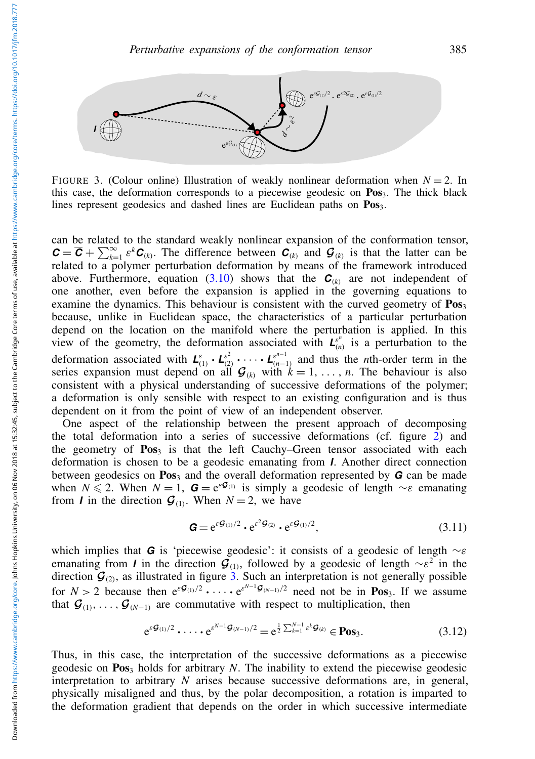FIGURE 3. (Colour online) Illustration of weakly nonlinear deformation when $N=2$. In this case, the deformation corresponds to a piecewise geodesic on $\mathbf{Pos}_3$. The thick black lines represent geodesics and dashed lines are Euclidean paths on $\mathbf{Pos}_3$.

can be related to the standard weakly nonlinear expansion of the conformation tensor, $\boldsymbol{C} = \overline{\boldsymbol{C}} + \sum_{k=1}^{\infty} \varepsilon^k \boldsymbol{C}_{(k)}$. The difference between $\boldsymbol{C}_{(k)}$ and $\boldsymbol{\mathcal{G}}_{(k)}$ is that the latter can be related to a polymer perturbation deformation by means of the framework introduced above. Furthermore, equation (3.10) shows that the $\boldsymbol{C}_{(k)}$ are not independent of one another, even before the expansion is applied in the governing equations to examine the dynamics. This behaviour is consistent with the curved geometry of $\mathbf{Pos}_3$ because, unlike in Euclidean space, the characteristics of a particular perturbation depend on the location on the manifold where the perturbation is applied. In this view of the geometry, the deformation associated with $\boldsymbol{L}^{\varepsilon^n}_{(n)}$ is a perturbation to the deformation associated with $\boldsymbol{L}^{\varepsilon}_{(1)} \boldsymbol{\cdot} \boldsymbol{L}^{\varepsilon^2}_{(2)} \boldsymbol{\cdot} \cdots \boldsymbol{\cdot} \boldsymbol{L}^{\varepsilon^{n-1}}_{(n-1)}$ and thus the $n$th-order term in the series expansion must depend on all $\boldsymbol{\mathcal{G}}_{(k)}$ with $k=1, \ldots, n$. The behaviour is also consistent with a physical understanding of successive deformations of the polymer; a deformation is only sensible with respect to an existing configuration and is thus dependent on it from the point of view of an independent observer.

One aspect of the relationship between the present approach of decomposing the total deformation into a series of successive deformations (cf. figure 2) and the geometry of $\mathbf{Pos}_3$ is that the left Cauchy–Green tensor associated with each deformation is chosen to be a geodesic emanating from $\boldsymbol{I}$. Another direct connection between geodesics on $\mathbf{Pos}_3$ and the overall deformation represented by $\boldsymbol{G}$ can be made when $N \leqslant 2$. When $N=1$, $\boldsymbol{G} = \mathrm{e}^{\varepsilon \boldsymbol{\mathcal{G}}_{(1)}}$ is simply a geodesic of length $\sim\varepsilon$ emanating from $\boldsymbol{I}$ in the direction $\boldsymbol{\mathcal{G}}_{(1)}$. When $N=2$, we have

$$\boldsymbol{G} = \mathrm{e}^{\varepsilon \boldsymbol{\mathcal{G}}_{(1)}/2} \boldsymbol{\cdot} \mathrm{e}^{\varepsilon^2 \boldsymbol{\mathcal{G}}_{(2)}} \boldsymbol{\cdot} \mathrm{e}^{\varepsilon \boldsymbol{\mathcal{G}}_{(1)}/2}, \tag{3.11}$$

which implies that $\boldsymbol{G}$ is 'piecewise geodesic': it consists of a geodesic of length $\sim\varepsilon$ emanating from $\boldsymbol{I}$ in the direction $\boldsymbol{\mathcal{G}}_{(1)}$, followed by a geodesic of length $\sim\varepsilon^2$ in the direction $\boldsymbol{\mathcal{G}}_{(2)}$, as illustrated in figure 3. Such an interpretation is not generally possible for $N>2$ because then $\mathrm{e}^{\varepsilon \boldsymbol{\mathcal{G}}_{(1)}/2} \boldsymbol{\cdot} \cdots \boldsymbol{\cdot} \mathrm{e}^{\varepsilon^{N-1} \boldsymbol{\mathcal{G}}_{(N-1)}/2}$ need not be in $\mathbf{Pos}_3$. If we assume that $\boldsymbol{\mathcal{G}}_{(1)}, \ldots, \boldsymbol{\mathcal{G}}_{(N-1)}$ are commutative with respect to multiplication, then

$$\mathrm{e}^{\varepsilon \boldsymbol{\mathcal{G}}_{(1)}/2} \boldsymbol{\cdot} \cdots \boldsymbol{\cdot} \mathrm{e}^{\varepsilon^{N-1} \boldsymbol{\mathcal{G}}_{(N-1)}/2} = \mathrm{e}^{\frac{1}{2}\sum_{k=1}^{N-1} \varepsilon^k \boldsymbol{\mathcal{G}}_{(k)}} \in \mathbf{Pos}_3. \tag{3.12}$$

Thus, in this case, the interpretation of the successive deformations as a piecewise geodesic on $\mathbf{Pos}_3$ holds for arbitrary $N$. The inability to extend the piecewise geodesic interpretation to arbitrary $N$ arises because successive deformations are, in general, physically misaligned and thus, by the polar decomposition, a rotation is imparted to the deformation gradient that depends on the order in which successive intermediate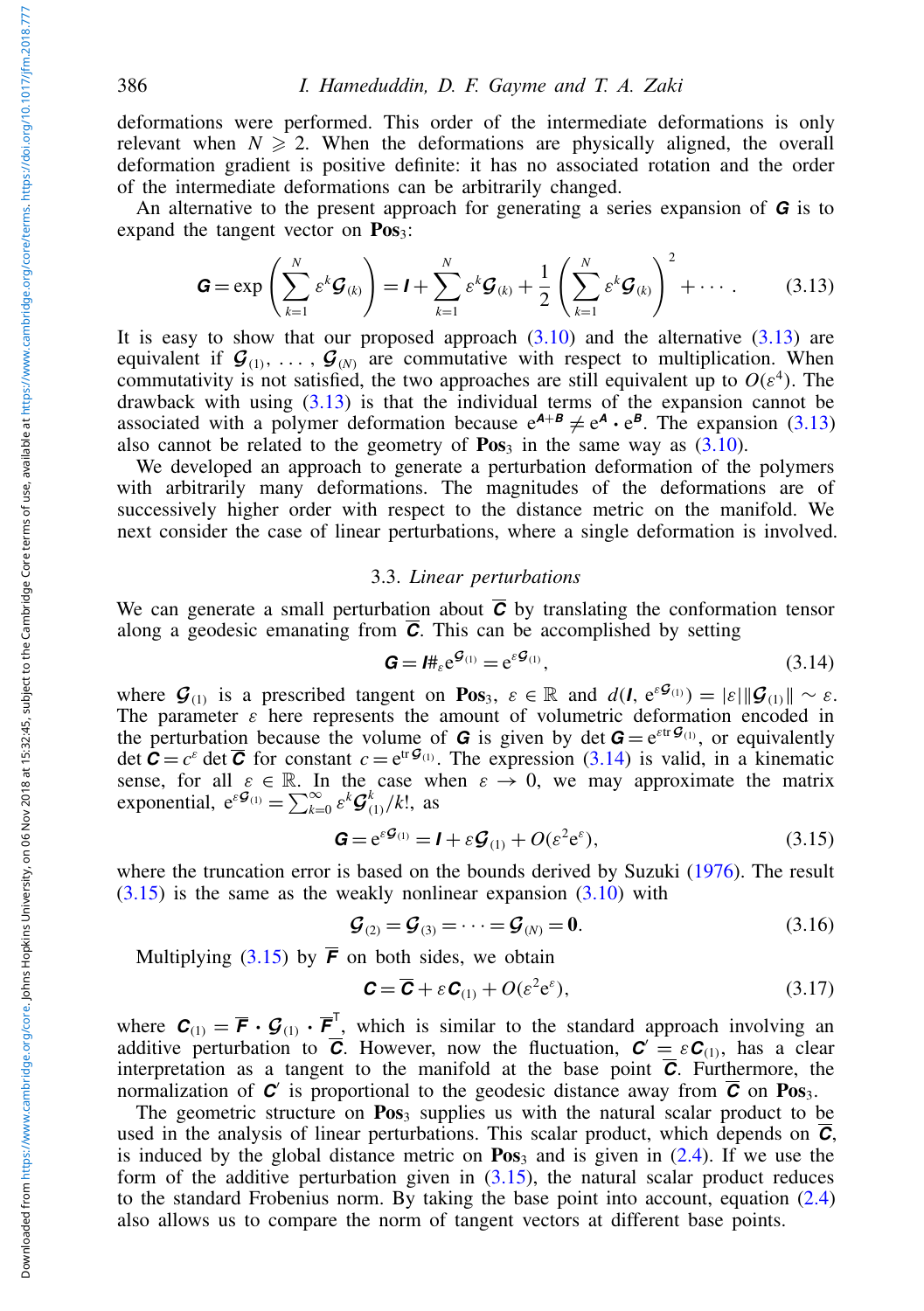deformations were performed. This order of the intermediate deformations is only relevant when $N \geqslant 2$. When the deformations are physically aligned, the overall deformation gradient is positive definite: it has no associated rotation and the order of the intermediate deformations can be arbitrarily changed.

An alternative to the present approach for generating a series expansion of $\boldsymbol{G}$ is to expand the tangent vector on $\mathbf{Pos}_3$:

$$\boldsymbol{G} = \exp\left(\sum_{k=1}^{N} \varepsilon^k \boldsymbol{\mathcal{G}}_{(k)}\right) = \boldsymbol{I} + \sum_{k=1}^{N} \varepsilon^k \boldsymbol{\mathcal{G}}_{(k)} + \frac{1}{2}\left(\sum_{k=1}^{N} \varepsilon^k \boldsymbol{\mathcal{G}}_{(k)}\right)^2 + \cdots. \tag{3.13}$$

It is easy to show that our proposed approach (3.10) and the alternative (3.13) are equivalent if $\boldsymbol{\mathcal{G}}_{(1)}, \ldots, \boldsymbol{\mathcal{G}}_{(N)}$ are commutative with respect to multiplication. When commutativity is not satisfied, the two approaches are still equivalent up to $O(\varepsilon^4)$. The drawback with using (3.13) is that the individual terms of the expansion cannot be associated with a polymer deformation because $\mathrm{e}^{\boldsymbol{A}+\boldsymbol{B}} \neq \mathrm{e}^{\boldsymbol{A}} \boldsymbol{\cdot} \mathrm{e}^{\boldsymbol{B}}$. The expansion (3.13) also cannot be related to the geometry of $\mathbf{Pos}_3$ in the same way as (3.10).

We developed an approach to generate a perturbation deformation of the polymers with arbitrarily many deformations. The magnitudes of the deformations are of successively higher order with respect to the distance metric on the manifold. We next consider the case of linear perturbations, where a single deformation is involved.

### 3.3. *Linear perturbations*

We can generate a small perturbation about $\overline{\boldsymbol{C}}$ by translating the conformation tensor along a geodesic emanating from $\overline{\boldsymbol{C}}$. This can be accomplished by setting

$$\boldsymbol{G} = \boldsymbol{I} \#_{\varepsilon} \mathrm{e}^{\boldsymbol{\mathcal{G}}_{(1)}} = \mathrm{e}^{\varepsilon \boldsymbol{\mathcal{G}}_{(1)}}, \tag{3.14}$$

where $\boldsymbol{\mathcal{G}}_{(1)}$ is a prescribed tangent on $\mathbf{Pos}_3$, $\varepsilon \in \mathbb{R}$ and $d(\boldsymbol{I}, \mathrm{e}^{\varepsilon \boldsymbol{\mathcal{G}}_{(1)}}) = |\varepsilon| \|\boldsymbol{\mathcal{G}}_{(1)}\| \sim \varepsilon$. The parameter $\varepsilon$ here represents the amount of volumetric deformation encoded in the perturbation because the volume of $\boldsymbol{G}$ is given by $\det \boldsymbol{G} = \mathrm{e}^{\varepsilon \operatorname{tr} \boldsymbol{\mathcal{G}}_{(1)}}$, or equivalently $\det \boldsymbol{C} = c^{\varepsilon} \det \overline{\boldsymbol{C}}$ for constant $c = \mathrm{e}^{\operatorname{tr} \boldsymbol{\mathcal{G}}_{(1)}}$. The expression (3.14) is valid, in a kinematic sense, for all $\varepsilon \in \mathbb{R}$. In the case when $\varepsilon \to 0$, we may approximate the matrix exponential, $\mathrm{e}^{\varepsilon \boldsymbol{\mathcal{G}}_{(1)}} = \sum_{k=0}^{\infty} \varepsilon^k \boldsymbol{\mathcal{G}}_{(1)}^k / k!$, as

$$\boldsymbol{G} = \mathrm{e}^{\varepsilon \boldsymbol{\mathcal{G}}_{(1)}} = \boldsymbol{I} + \varepsilon \boldsymbol{\mathcal{G}}_{(1)} + O(\varepsilon^2 \mathrm{e}^{\varepsilon}), \tag{3.15}$$

where the truncation error is based on the bounds derived by Suzuki (1976). The result (3.15) is the same as the weakly nonlinear expansion (3.10) with

$$\boldsymbol{\mathcal{G}}_{(2)} = \boldsymbol{\mathcal{G}}_{(3)} = \cdots = \boldsymbol{\mathcal{G}}_{(N)} = \boldsymbol{0}. \tag{3.16}$$

Multiplying (3.15) by $\overline{\boldsymbol{F}}$ on both sides, we obtain

$$\boldsymbol{C} = \overline{\boldsymbol{C}} + \varepsilon \boldsymbol{C}_{(1)} + O(\varepsilon^2 \mathrm{e}^{\varepsilon}), \tag{3.17}$$

where $\boldsymbol{C}_{(1)} = \overline{\boldsymbol{F}} \boldsymbol{\cdot} \boldsymbol{\mathcal{G}}_{(1)} \boldsymbol{\cdot} \overline{\boldsymbol{F}}^{\mathrm{T}}$, which is similar to the standard approach involving an additive perturbation to $\overline{\boldsymbol{C}}$. However, now the fluctuation, $\boldsymbol{C}' = \varepsilon \boldsymbol{C}_{(1)}$, has a clear interpretation as a tangent to the manifold at the base point $\overline{\boldsymbol{C}}$. Furthermore, the normalization of $\boldsymbol{C}'$ is proportional to the geodesic distance away from $\overline{\boldsymbol{C}}$ on $\mathbf{Pos}_3$.

The geometric structure on $\mathbf{Pos}_3$ supplies us with the natural scalar product to be used in the analysis of linear perturbations. This scalar product, which depends on $\overline{\boldsymbol{C}}$, is induced by the global distance metric on $\mathbf{Pos}_3$ and is given in (2.4). If we use the form of the additive perturbation given in (3.15), the natural scalar product reduces to the standard Frobenius norm. By taking the base point into account, equation (2.4) also allows us to compare the norm of tangent vectors at different base points.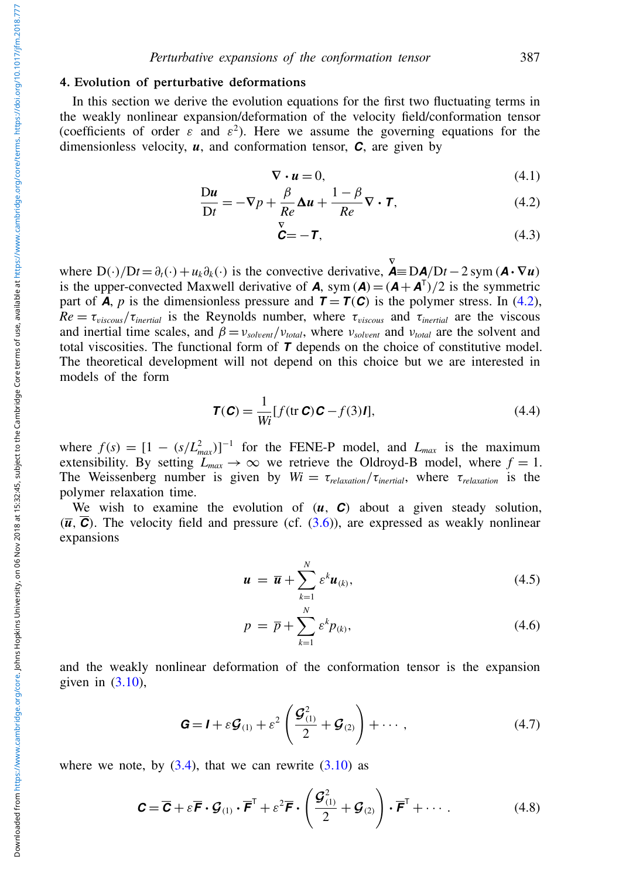## 4. Evolution of perturbative deformations

In this section we derive the evolution equations for the first two fluctuating terms in the weakly nonlinear expansion/deformation of the velocity field/conformation tensor (coefficients of order $\varepsilon$ and $\varepsilon^2$). Here we assume the governing equations for the dimensionless velocity, $\boldsymbol{u}$, and conformation tensor, $\boldsymbol{C}$, are given by

$$\nabla \boldsymbol{\cdot} \boldsymbol{u} = 0, \tag{4.1}$$

$$\frac{\mathrm{D}\boldsymbol{u}}{\mathrm{D}t} = -\nabla p + \frac{\beta}{Re}\Delta \boldsymbol{u} + \frac{1-\beta}{Re}\nabla \boldsymbol{\cdot} \boldsymbol{T}, \tag{4.2}$$

$$\overset{\nabla}{\boldsymbol{C}} = -\boldsymbol{T}, \tag{4.3}$$

where $\mathrm{D}(\cdot)/\mathrm{D}t = \partial_t(\cdot) + u_k \partial_k(\cdot)$ is the convective derivative, $\overset{\nabla}{\boldsymbol{A}} \equiv \mathrm{D}\boldsymbol{A}/\mathrm{D}t - 2\,\mathrm{sym}\,(\boldsymbol{A} \boldsymbol{\cdot} \nabla \boldsymbol{u})$ is the upper-convected Maxwell derivative of $\boldsymbol{A}$, $\mathrm{sym}\,(\boldsymbol{A}) = (\boldsymbol{A} + \boldsymbol{A}^{\mathsf{T}})/2$ is the symmetric part of $\boldsymbol{A}$, $p$ is the dimensionless pressure and $\boldsymbol{T} = \boldsymbol{T}(\boldsymbol{C})$ is the polymer stress. In (4.2), $Re = \tau_{viscous}/\tau_{inertial}$ is the Reynolds number, where $\tau_{viscous}$ and $\tau_{inertial}$ are the viscous and inertial time scales, and $\beta = \nu_{solvent}/\nu_{total}$, where $\nu_{solvent}$ and $\nu_{total}$ are the solvent and total viscosities. The functional form of $\boldsymbol{T}$ depends on the choice of constitutive model. The theoretical development will not depend on this choice but we are interested in models of the form

$$\boldsymbol{T}(\boldsymbol{C}) = \frac{1}{Wi}[f(\mathrm{tr}\,\boldsymbol{C})\boldsymbol{C} - f(3)\boldsymbol{I}], \tag{4.4}$$

where $f(s) = [1 - (s/L_{max}^2)]^{-1}$ for the FENE-P model, and $L_{max}$ is the maximum extensibility. By setting $L_{max} \to \infty$ we retrieve the Oldroyd-B model, where $f = 1$. The Weissenberg number is given by $Wi = \tau_{relaxation}/\tau_{inertial}$, where $\tau_{relaxation}$ is the polymer relaxation time.

We wish to examine the evolution of $(\boldsymbol{u}, \boldsymbol{C})$ about a given steady solution, $(\overline{\boldsymbol{u}}, \overline{\boldsymbol{C}})$. The velocity field and pressure (cf. (3.6)), are expressed as weakly nonlinear expansions

$$\boldsymbol{u} \,=\, \overline{\boldsymbol{u}} + \sum_{k=1}^{N} \varepsilon^k \boldsymbol{u}_{(k)}, \tag{4.5}$$

$$p \,=\, \overline{p} + \sum_{k=1}^{N} \varepsilon^k p_{(k)}, \tag{4.6}$$

and the weakly nonlinear deformation of the conformation tensor is the expansion given in (3.10),

$$\boldsymbol{G} = \boldsymbol{I} + \varepsilon \boldsymbol{\mathcal{G}}_{(1)} + \varepsilon^2 \left( \frac{\boldsymbol{\mathcal{G}}_{(1)}^2}{2} + \boldsymbol{\mathcal{G}}_{(2)} \right) + \cdots, \tag{4.7}$$

where we note, by (3.4), that we can rewrite (3.10) as

$$\boldsymbol{C} = \overline{\boldsymbol{C}} + \varepsilon \overline{\boldsymbol{F}} \boldsymbol{\cdot} \boldsymbol{\mathcal{G}}_{(1)} \boldsymbol{\cdot} \overline{\boldsymbol{F}}^{\mathsf{T}} + \varepsilon^2 \overline{\boldsymbol{F}} \boldsymbol{\cdot} \left( \frac{\boldsymbol{\mathcal{G}}_{(1)}^2}{2} + \boldsymbol{\mathcal{G}}_{(2)} \right) \boldsymbol{\cdot} \overline{\boldsymbol{F}}^{\mathsf{T}} + \cdots. \tag{4.8}$$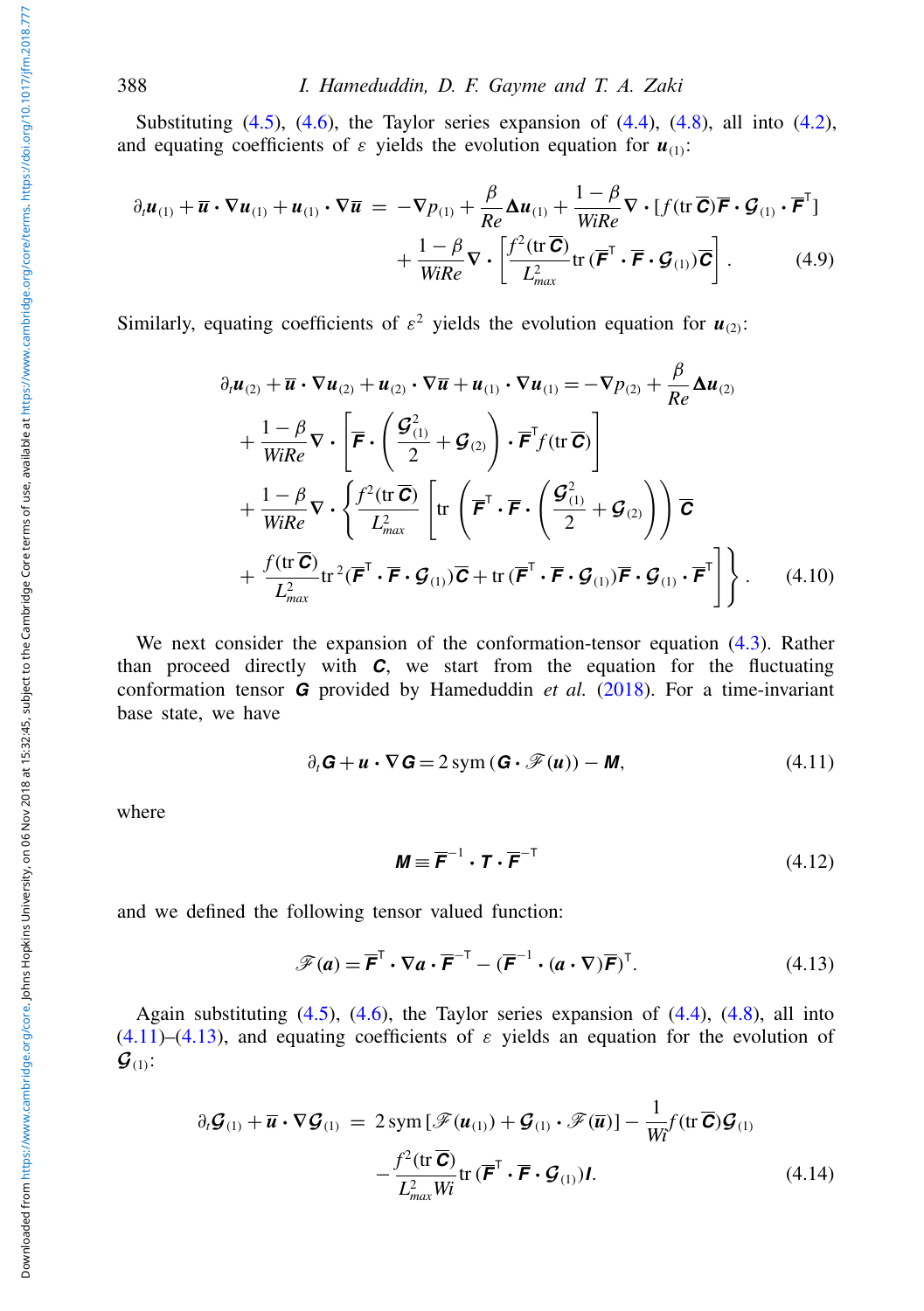Substituting (4.5), (4.6), the Taylor series expansion of (4.4), (4.8), all into (4.2), and equating coefficients of $\varepsilon$ yields the evolution equation for $\boldsymbol{u}_{(1)}$:

$$
\begin{aligned}
\partial_t \boldsymbol{u}_{(1)} + \overline{\boldsymbol{u}} \boldsymbol{\cdot} \boldsymbol{\nabla} \boldsymbol{u}_{(1)} + \boldsymbol{u}_{(1)} \boldsymbol{\cdot} \boldsymbol{\nabla} \overline{\boldsymbol{u}} \;=\; & -\boldsymbol{\nabla} p_{(1)} + \frac{\beta}{Re} \boldsymbol{\Delta} \boldsymbol{u}_{(1)} + \frac{1-\beta}{WiRe} \boldsymbol{\nabla} \boldsymbol{\cdot} [f(\mathrm{tr}\, \overline{\boldsymbol{C}}) \overline{\boldsymbol{F}} \boldsymbol{\cdot} \boldsymbol{\mathcal{G}}_{(1)} \boldsymbol{\cdot} \overline{\boldsymbol{F}}^{\mathsf{T}}] \\
& + \frac{1-\beta}{WiRe} \boldsymbol{\nabla} \boldsymbol{\cdot} \left[ \frac{f^2(\mathrm{tr}\, \overline{\boldsymbol{C}})}{L_{max}^2} \mathrm{tr}\, (\overline{\boldsymbol{F}}^{\mathsf{T}} \boldsymbol{\cdot} \overline{\boldsymbol{F}} \boldsymbol{\cdot} \boldsymbol{\mathcal{G}}_{(1)}) \overline{\boldsymbol{C}} \right].
\end{aligned}
\tag{4.9}
$$

Similarly, equating coefficients of $\varepsilon^2$ yields the evolution equation for $\boldsymbol{u}_{(2)}$:

$$
\begin{aligned}
& \partial_t \boldsymbol{u}_{(2)} + \overline{\boldsymbol{u}} \boldsymbol{\cdot} \boldsymbol{\nabla} \boldsymbol{u}_{(2)} + \boldsymbol{u}_{(2)} \boldsymbol{\cdot} \boldsymbol{\nabla} \overline{\boldsymbol{u}} + \boldsymbol{u}_{(1)} \boldsymbol{\cdot} \boldsymbol{\nabla} \boldsymbol{u}_{(1)} = -\boldsymbol{\nabla} p_{(2)} + \frac{\beta}{Re} \boldsymbol{\Delta} \boldsymbol{u}_{(2)} \\
& \quad + \frac{1-\beta}{WiRe} \boldsymbol{\nabla} \boldsymbol{\cdot} \left[ \overline{\boldsymbol{F}} \boldsymbol{\cdot} \left( \frac{\boldsymbol{\mathcal{G}}_{(1)}^2}{2} + \boldsymbol{\mathcal{G}}_{(2)} \right) \boldsymbol{\cdot} \overline{\boldsymbol{F}}^{\mathsf{T}} f(\mathrm{tr}\, \overline{\boldsymbol{C}}) \right] \\
& \quad + \frac{1-\beta}{WiRe} \boldsymbol{\nabla} \boldsymbol{\cdot} \left\{ \frac{f^2(\mathrm{tr}\, \overline{\boldsymbol{C}})}{L_{max}^2} \left[ \mathrm{tr} \left( \overline{\boldsymbol{F}}^{\mathsf{T}} \boldsymbol{\cdot} \overline{\boldsymbol{F}} \boldsymbol{\cdot} \left( \frac{\boldsymbol{\mathcal{G}}_{(1)}^2}{2} + \boldsymbol{\mathcal{G}}_{(2)} \right) \right) \overline{\boldsymbol{C}} \right.\right. \\
& \quad \left.\left. + \frac{f(\mathrm{tr}\, \overline{\boldsymbol{C}})}{L_{max}^2} \mathrm{tr}^2 (\overline{\boldsymbol{F}}^{\mathsf{T}} \boldsymbol{\cdot} \overline{\boldsymbol{F}} \boldsymbol{\cdot} \boldsymbol{\mathcal{G}}_{(1)}) \overline{\boldsymbol{C}} + \mathrm{tr}\, (\overline{\boldsymbol{F}}^{\mathsf{T}} \boldsymbol{\cdot} \overline{\boldsymbol{F}} \boldsymbol{\cdot} \boldsymbol{\mathcal{G}}_{(1)}) \overline{\boldsymbol{F}} \boldsymbol{\cdot} \boldsymbol{\mathcal{G}}_{(1)} \boldsymbol{\cdot} \overline{\boldsymbol{F}}^{\mathsf{T}} \right] \right\}.
\end{aligned}
\tag{4.10}
$$

We next consider the expansion of the conformation-tensor equation (4.3). Rather than proceed directly with $\boldsymbol{C}$, we start from the equation for the fluctuating conformation tensor $\boldsymbol{G}$ provided by Hameduddin *et al.* (2018). For a time-invariant base state, we have

$$
\partial_t \boldsymbol{G} + \boldsymbol{u} \boldsymbol{\cdot} \boldsymbol{\nabla} \boldsymbol{G} = 2\, \mathrm{sym}\, (\boldsymbol{G} \boldsymbol{\cdot} \mathscr{F}(\boldsymbol{u})) - \boldsymbol{M},
\tag{4.11}
$$

where

$$
\boldsymbol{M} \equiv \overline{\boldsymbol{F}}^{-1} \boldsymbol{\cdot} \boldsymbol{T} \boldsymbol{\cdot} \overline{\boldsymbol{F}}^{-\mathsf{T}}
\tag{4.12}
$$

and we defined the following tensor valued function:

$$
\mathscr{F}(\boldsymbol{a}) = \overline{\boldsymbol{F}}^{\mathsf{T}} \boldsymbol{\cdot} \boldsymbol{\nabla} \boldsymbol{a} \boldsymbol{\cdot} \overline{\boldsymbol{F}}^{-\mathsf{T}} - (\overline{\boldsymbol{F}}^{-1} \boldsymbol{\cdot} (\boldsymbol{a} \boldsymbol{\cdot} \boldsymbol{\nabla}) \overline{\boldsymbol{F}})^{\mathsf{T}}.
\tag{4.13}
$$

Again substituting (4.5), (4.6), the Taylor series expansion of (4.4), (4.8), all into (4.11)–(4.13), and equating coefficients of $\varepsilon$ yields an equation for the evolution of $\boldsymbol{\mathcal{G}}_{(1)}$:

$$
\begin{aligned}
\partial_t \boldsymbol{\mathcal{G}}_{(1)} + \overline{\boldsymbol{u}} \boldsymbol{\cdot} \boldsymbol{\nabla} \boldsymbol{\mathcal{G}}_{(1)} \;=\; & 2\, \mathrm{sym}\, [\mathscr{F}(\boldsymbol{u}_{(1)}) + \boldsymbol{\mathcal{G}}_{(1)} \boldsymbol{\cdot} \mathscr{F}(\overline{\boldsymbol{u}})] - \frac{1}{Wi} f(\mathrm{tr}\, \overline{\boldsymbol{C}}) \boldsymbol{\mathcal{G}}_{(1)} \\
& - \frac{f^2(\mathrm{tr}\, \overline{\boldsymbol{C}})}{L_{max}^2 Wi} \mathrm{tr}\, (\overline{\boldsymbol{F}}^{\mathsf{T}} \boldsymbol{\cdot} \overline{\boldsymbol{F}} \boldsymbol{\cdot} \boldsymbol{\mathcal{G}}_{(1)}) \boldsymbol{I}.
\end{aligned}
\tag{4.14}
$$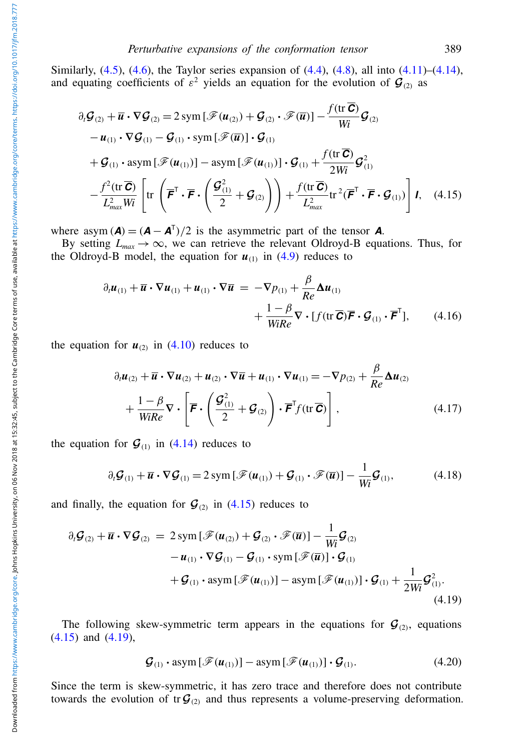Similarly, (4.5), (4.6), the Taylor series expansion of (4.4), (4.8), all into (4.11)–(4.14), and equating coefficients of $\varepsilon^2$ yields an equation for the evolution of $\boldsymbol{\mathcal{G}}_{(2)}$ as

$$
\begin{aligned}
\partial_t \boldsymbol{\mathcal{G}}_{(2)} + \overline{\boldsymbol{u}} \boldsymbol{\cdot} \nabla \boldsymbol{\mathcal{G}}_{(2)} &= 2\,\mathrm{sym}\,[\mathscr{F}(\boldsymbol{u}_{(2)}) + \boldsymbol{\mathcal{G}}_{(2)} \boldsymbol{\cdot} \mathscr{F}(\overline{\boldsymbol{u}})] - \frac{f(\mathrm{tr}\,\overline{\boldsymbol{C}})}{Wi} \boldsymbol{\mathcal{G}}_{(2)} \\
&\quad - \boldsymbol{u}_{(1)} \boldsymbol{\cdot} \nabla \boldsymbol{\mathcal{G}}_{(1)} - \boldsymbol{\mathcal{G}}_{(1)} \boldsymbol{\cdot} \mathrm{sym}\,[\mathscr{F}(\overline{\boldsymbol{u}})] \boldsymbol{\cdot} \boldsymbol{\mathcal{G}}_{(1)} \\
&\quad + \boldsymbol{\mathcal{G}}_{(1)} \boldsymbol{\cdot} \mathrm{asym}\,[\mathscr{F}(\boldsymbol{u}_{(1)})] - \mathrm{asym}\,[\mathscr{F}(\boldsymbol{u}_{(1)})] \boldsymbol{\cdot} \boldsymbol{\mathcal{G}}_{(1)} + \frac{f(\mathrm{tr}\,\overline{\boldsymbol{C}})}{2Wi} \boldsymbol{\mathcal{G}}_{(1)}^2 \\
&\quad - \frac{f^2(\mathrm{tr}\,\overline{\boldsymbol{C}})}{L_{max}^2 Wi} \left[ \mathrm{tr} \left( \overline{\boldsymbol{F}}^{\mathsf{T}} \boldsymbol{\cdot} \overline{\boldsymbol{F}} \boldsymbol{\cdot} \left( \frac{\boldsymbol{\mathcal{G}}_{(1)}^2}{2} + \boldsymbol{\mathcal{G}}_{(2)} \right) \right) + \frac{f(\mathrm{tr}\,\overline{\boldsymbol{C}})}{L_{max}^2} \mathrm{tr}^{\,2} (\overline{\boldsymbol{F}}^{\mathsf{T}} \boldsymbol{\cdot} \overline{\boldsymbol{F}} \boldsymbol{\cdot} \boldsymbol{\mathcal{G}}_{(1)}) \right] \boldsymbol{I},
\end{aligned}
\tag{4.15}
$$

where $\mathrm{asym}\,(\boldsymbol{A}) = (\boldsymbol{A} - \boldsymbol{A}^{\mathsf{T}})/2$ is the asymmetric part of the tensor $\boldsymbol{A}$.

By setting $L_{max} \to \infty$, we can retrieve the relevant Oldroyd-B equations. Thus, for the Oldroyd-B model, the equation for $\boldsymbol{u}_{(1)}$ in (4.9) reduces to

$$
\begin{aligned}
\partial_t \boldsymbol{u}_{(1)} + \overline{\boldsymbol{u}} \boldsymbol{\cdot} \nabla \boldsymbol{u}_{(1)} + \boldsymbol{u}_{(1)} \boldsymbol{\cdot} \nabla \overline{\boldsymbol{u}} &= -\nabla p_{(1)} + \frac{\beta}{Re} \boldsymbol{\Delta} \boldsymbol{u}_{(1)} \\
&\quad + \frac{1-\beta}{WiRe} \nabla \boldsymbol{\cdot} [f(\mathrm{tr}\,\overline{\boldsymbol{C}}) \overline{\boldsymbol{F}} \boldsymbol{\cdot} \boldsymbol{\mathcal{G}}_{(1)} \boldsymbol{\cdot} \overline{\boldsymbol{F}}^{\mathsf{T}}],
\end{aligned}
\tag{4.16}
$$

the equation for $\boldsymbol{u}_{(2)}$ in (4.10) reduces to

$$
\begin{aligned}
\partial_t \boldsymbol{u}_{(2)} + \overline{\boldsymbol{u}} \boldsymbol{\cdot} \nabla \boldsymbol{u}_{(2)} + \boldsymbol{u}_{(2)} \boldsymbol{\cdot} \nabla \overline{\boldsymbol{u}} + \boldsymbol{u}_{(1)} \boldsymbol{\cdot} \nabla \boldsymbol{u}_{(1)} &= -\nabla p_{(2)} + \frac{\beta}{Re} \boldsymbol{\Delta} \boldsymbol{u}_{(2)} \\
+ \frac{1-\beta}{WiRe} \nabla \boldsymbol{\cdot} \left[ \overline{\boldsymbol{F}} \boldsymbol{\cdot} \left( \frac{\boldsymbol{\mathcal{G}}_{(1)}^2}{2} + \boldsymbol{\mathcal{G}}_{(2)} \right) \boldsymbol{\cdot} \overline{\boldsymbol{F}}^{\mathsf{T}} f(\mathrm{tr}\,\overline{\boldsymbol{C}}) \right],
\end{aligned}
\tag{4.17}
$$

the equation for $\boldsymbol{\mathcal{G}}_{(1)}$ in (4.14) reduces to

$$
\partial_t \boldsymbol{\mathcal{G}}_{(1)} + \overline{\boldsymbol{u}} \boldsymbol{\cdot} \nabla \boldsymbol{\mathcal{G}}_{(1)} = 2\,\mathrm{sym}\,[\mathscr{F}(\boldsymbol{u}_{(1)}) + \boldsymbol{\mathcal{G}}_{(1)} \boldsymbol{\cdot} \mathscr{F}(\overline{\boldsymbol{u}})] - \frac{1}{Wi} \boldsymbol{\mathcal{G}}_{(1)},
\tag{4.18}
$$

and finally, the equation for $\boldsymbol{\mathcal{G}}_{(2)}$ in (4.15) reduces to

$$
\begin{aligned}
\partial_t \boldsymbol{\mathcal{G}}_{(2)} + \overline{\boldsymbol{u}} \boldsymbol{\cdot} \nabla \boldsymbol{\mathcal{G}}_{(2)} &= 2\,\mathrm{sym}\,[\mathscr{F}(\boldsymbol{u}_{(2)}) + \boldsymbol{\mathcal{G}}_{(2)} \boldsymbol{\cdot} \mathscr{F}(\overline{\boldsymbol{u}})] - \frac{1}{Wi} \boldsymbol{\mathcal{G}}_{(2)} \\
&\quad - \boldsymbol{u}_{(1)} \boldsymbol{\cdot} \nabla \boldsymbol{\mathcal{G}}_{(1)} - \boldsymbol{\mathcal{G}}_{(1)} \boldsymbol{\cdot} \mathrm{sym}\,[\mathscr{F}(\overline{\boldsymbol{u}})] \boldsymbol{\cdot} \boldsymbol{\mathcal{G}}_{(1)} \\
&\quad + \boldsymbol{\mathcal{G}}_{(1)} \boldsymbol{\cdot} \mathrm{asym}\,[\mathscr{F}(\boldsymbol{u}_{(1)})] - \mathrm{asym}\,[\mathscr{F}(\boldsymbol{u}_{(1)})] \boldsymbol{\cdot} \boldsymbol{\mathcal{G}}_{(1)} + \frac{1}{2Wi} \boldsymbol{\mathcal{G}}_{(1)}^2.
\end{aligned}
\tag{4.19}
$$

The following skew-symmetric term appears in the equations for $\boldsymbol{\mathcal{G}}_{(2)}$, equations (4.15) and (4.19),

$$
\boldsymbol{\mathcal{G}}_{(1)} \boldsymbol{\cdot} \mathrm{asym}\,[\mathscr{F}(\boldsymbol{u}_{(1)})] - \mathrm{asym}\,[\mathscr{F}(\boldsymbol{u}_{(1)})] \boldsymbol{\cdot} \boldsymbol{\mathcal{G}}_{(1)}.
\tag{4.20}
$$

Since the term is skew-symmetric, it has zero trace and therefore does not contribute towards the evolution of $\mathrm{tr}\,\boldsymbol{\mathcal{G}}_{(2)}$ and thus represents a volume-preserving deformation.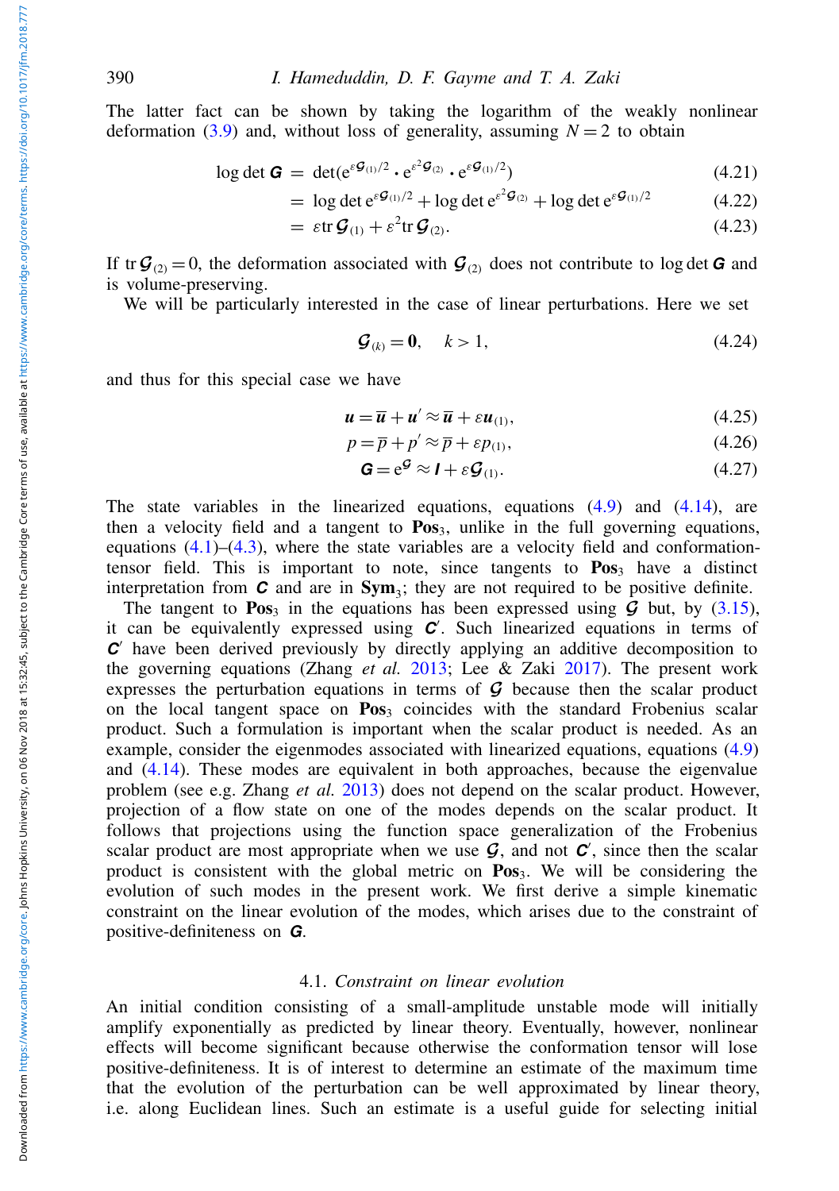The latter fact can be shown by taking the logarithm of the weakly nonlinear deformation (3.9) and, without loss of generality, assuming $N=2$ to obtain

$$\log\det \boldsymbol{G} = \det(\mathrm{e}^{\varepsilon\boldsymbol{\mathcal{G}}_{(1)}/2} \bullet \mathrm{e}^{\varepsilon^2\boldsymbol{\mathcal{G}}_{(2)}} \bullet \mathrm{e}^{\varepsilon\boldsymbol{\mathcal{G}}_{(1)}/2}) \tag{4.21}$$

$$= \log\det \mathrm{e}^{\varepsilon\boldsymbol{\mathcal{G}}_{(1)}/2} + \log\det \mathrm{e}^{\varepsilon^2\boldsymbol{\mathcal{G}}_{(2)}} + \log\det \mathrm{e}^{\varepsilon\boldsymbol{\mathcal{G}}_{(1)}/2} \tag{4.22}$$

$$= \varepsilon \operatorname{tr}\boldsymbol{\mathcal{G}}_{(1)} + \varepsilon^2 \operatorname{tr}\boldsymbol{\mathcal{G}}_{(2)}. \tag{4.23}$$

If $\operatorname{tr}\boldsymbol{\mathcal{G}}_{(2)} = 0$, the deformation associated with $\boldsymbol{\mathcal{G}}_{(2)}$ does not contribute to $\log\det\boldsymbol{G}$ and is volume-preserving.

We will be particularly interested in the case of linear perturbations. Here we set

$$\boldsymbol{\mathcal{G}}_{(k)} = \mathbf{0}, \quad k > 1, \tag{4.24}$$

and thus for this special case we have

$$\boldsymbol{u} = \overline{\boldsymbol{u}} + \boldsymbol{u}' \approx \overline{\boldsymbol{u}} + \varepsilon\boldsymbol{u}_{(1)}, \tag{4.25}$$

$$p = \overline{p} + p' \approx \overline{p} + \varepsilon p_{(1)}, \tag{4.26}$$

$$\boldsymbol{G} = \mathrm{e}^{\boldsymbol{\mathcal{G}}} \approx \boldsymbol{I} + \varepsilon\boldsymbol{\mathcal{G}}_{(1)}. \tag{4.27}$$

The state variables in the linearized equations, equations (4.9) and (4.14), are then a velocity field and a tangent to $\mathbf{Pos}_3$, unlike in the full governing equations, equations (4.1)–(4.3), where the state variables are a velocity field and conformation-tensor field. This is important to note, since tangents to $\mathbf{Pos}_3$ have a distinct interpretation from $\boldsymbol{C}$ and are in $\mathbf{Sym}_3$; they are not required to be positive definite.

The tangent to $\mathbf{Pos}_3$ in the equations has been expressed using $\boldsymbol{\mathcal{G}}$ but, by (3.15), it can be equivalently expressed using $\boldsymbol{C}'$. Such linearized equations in terms of $\boldsymbol{C}'$ have been derived previously by directly applying an additive decomposition to the governing equations (Zhang *et al.* 2013; Lee & Zaki 2017). The present work expresses the perturbation equations in terms of $\boldsymbol{\mathcal{G}}$ because then the scalar product on the local tangent space on $\mathbf{Pos}_3$ coincides with the standard Frobenius scalar product. Such a formulation is important when the scalar product is needed. As an example, consider the eigenmodes associated with linearized equations, equations (4.9) and (4.14). These modes are equivalent in both approaches, because the eigenvalue problem (see e.g. Zhang *et al.* 2013) does not depend on the scalar product. However, projection of a flow state on one of the modes depends on the scalar product. It follows that projections using the function space generalization of the Frobenius scalar product are most appropriate when we use $\boldsymbol{\mathcal{G}}$, and not $\boldsymbol{C}'$, since then the scalar product is consistent with the global metric on $\mathbf{Pos}_3$. We will be considering the evolution of such modes in the present work. We first derive a simple kinematic constraint on the linear evolution of the modes, which arises due to the constraint of positive-definiteness on $\boldsymbol{G}$.

### 4.1. *Constraint on linear evolution*

An initial condition consisting of a small-amplitude unstable mode will initially amplify exponentially as predicted by linear theory. Eventually, however, nonlinear effects will become significant because otherwise the conformation tensor will lose positive-definiteness. It is of interest to determine an estimate of the maximum time that the evolution of the perturbation can be well approximated by linear theory, i.e. along Euclidean lines. Such an estimate is a useful guide for selecting initial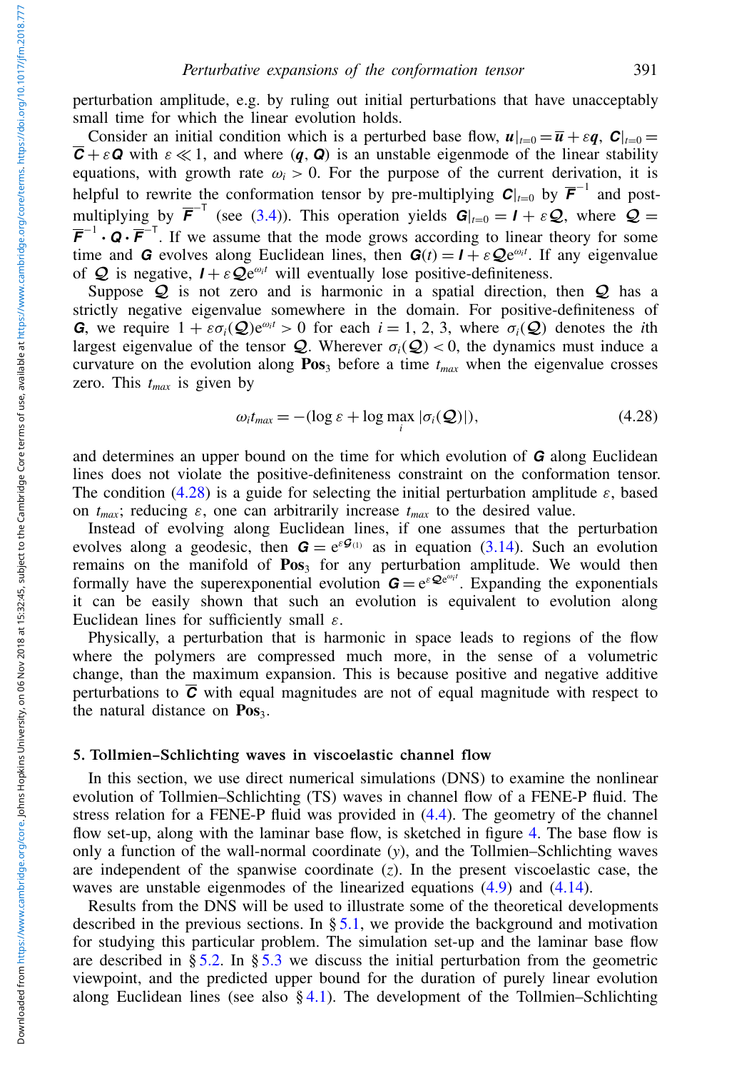perturbation amplitude, e.g. by ruling out initial perturbations that have unacceptably small time for which the linear evolution holds.

Consider an initial condition which is a perturbed base flow, $\boldsymbol{u}|_{t=0} = \overline{\boldsymbol{u}} + \varepsilon \boldsymbol{q}$, $\boldsymbol{C}|_{t=0} = \overline{\boldsymbol{C}} + \varepsilon \boldsymbol{Q}$ with $\varepsilon \ll 1$, and where $(\boldsymbol{q}, \boldsymbol{Q})$ is an unstable eigenmode of the linear stability equations, with growth rate $\omega_i > 0$. For the purpose of the current derivation, it is helpful to rewrite the conformation tensor by pre-multiplying $\boldsymbol{C}|_{t=0}$ by $\overline{\boldsymbol{F}}^{-1}$ and post-multiplying by $\overline{\boldsymbol{F}}^{-\top}$ (see (3.4)). This operation yields $\boldsymbol{G}|_{t=0} = \boldsymbol{I} + \varepsilon \boldsymbol{\mathcal{Q}}$, where $\boldsymbol{\mathcal{Q}} = \overline{\boldsymbol{F}}^{-1} \boldsymbol{\cdot} \boldsymbol{Q} \boldsymbol{\cdot} \overline{\boldsymbol{F}}^{-\top}$. If we assume that the mode grows according to linear theory for some time and $\boldsymbol{G}$ evolves along Euclidean lines, then $\boldsymbol{G}(t) = \boldsymbol{I} + \varepsilon \boldsymbol{\mathcal{Q}} \mathrm{e}^{\omega_i t}$. If any eigenvalue of $\boldsymbol{\mathcal{Q}}$ is negative, $\boldsymbol{I} + \varepsilon \boldsymbol{\mathcal{Q}} \mathrm{e}^{\omega_i t}$ will eventually lose positive-definiteness.

Suppose $\boldsymbol{\mathcal{Q}}$ is not zero and is harmonic in a spatial direction, then $\boldsymbol{\mathcal{Q}}$ has a strictly negative eigenvalue somewhere in the domain. For positive-definiteness of $\boldsymbol{G}$, we require $1 + \varepsilon \sigma_i(\boldsymbol{\mathcal{Q}}) \mathrm{e}^{\omega_i t} > 0$ for each $i = 1, 2, 3$, where $\sigma_i(\boldsymbol{\mathcal{Q}})$ denotes the $i$th largest eigenvalue of the tensor $\boldsymbol{\mathcal{Q}}$. Wherever $\sigma_i(\boldsymbol{\mathcal{Q}}) < 0$, the dynamics must induce a curvature on the evolution along $\mathbf{Pos}_3$ before a time $t_{max}$ when the eigenvalue crosses zero. This $t_{max}$ is given by

$$\omega_i t_{max} = -(\log \varepsilon + \log \max_i |\sigma_i(\boldsymbol{\mathcal{Q}})|), \tag{4.28}$$

and determines an upper bound on the time for which evolution of $\boldsymbol{G}$ along Euclidean lines does not violate the positive-definiteness constraint on the conformation tensor. The condition (4.28) is a guide for selecting the initial perturbation amplitude $\varepsilon$, based on $t_{max}$; reducing $\varepsilon$, one can arbitrarily increase $t_{max}$ to the desired value.

Instead of evolving along Euclidean lines, if one assumes that the perturbation evolves along a geodesic, then $\boldsymbol{G} = \mathrm{e}^{\varepsilon \boldsymbol{\mathcal{G}}_{(1)}}$ as in equation (3.14). Such an evolution remains on the manifold of $\mathbf{Pos}_3$ for any perturbation amplitude. We would then formally have the superexponential evolution $\boldsymbol{G} = \mathrm{e}^{\varepsilon \boldsymbol{\mathcal{Q}} \mathrm{e}^{\omega_i t}}$. Expanding the exponentials it can be easily shown that such an evolution is equivalent to evolution along Euclidean lines for sufficiently small $\varepsilon$.

Physically, a perturbation that is harmonic in space leads to regions of the flow where the polymers are compressed much more, in the sense of a volumetric change, than the maximum expansion. This is because positive and negative additive perturbations to $\overline{\boldsymbol{C}}$ with equal magnitudes are not of equal magnitude with respect to the natural distance on $\mathbf{Pos}_3$.

## 5. Tollmien–Schlichting waves in viscoelastic channel flow

In this section, we use direct numerical simulations (DNS) to examine the nonlinear evolution of Tollmien–Schlichting (TS) waves in channel flow of a FENE-P fluid. The stress relation for a FENE-P fluid was provided in (4.4). The geometry of the channel flow set-up, along with the laminar base flow, is sketched in figure 4. The base flow is only a function of the wall-normal coordinate ($y$), and the Tollmien–Schlichting waves are independent of the spanwise coordinate ($z$). In the present viscoelastic case, the waves are unstable eigenmodes of the linearized equations (4.9) and (4.14).

Results from the DNS will be used to illustrate some of the theoretical developments described in the previous sections. In § 5.1, we provide the background and motivation for studying this particular problem. The simulation set-up and the laminar base flow are described in § 5.2. In § 5.3 we discuss the initial perturbation from the geometric viewpoint, and the predicted upper bound for the duration of purely linear evolution along Euclidean lines (see also § 4.1). The development of the Tollmien–Schlichting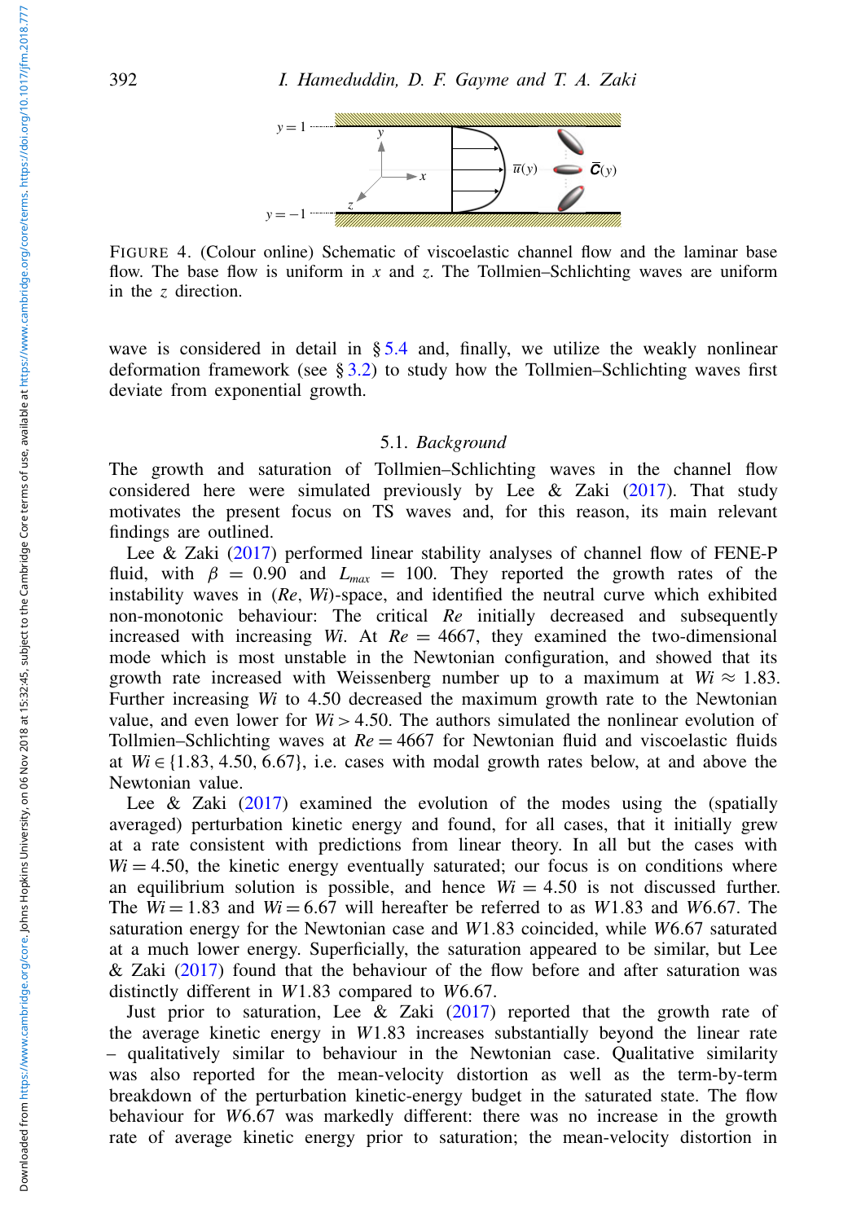FIGURE 4. (Colour online) Schematic of viscoelastic channel flow and the laminar base flow. The base flow is uniform in $x$ and $z$. The Tollmien–Schlichting waves are uniform in the $z$ direction.

wave is considered in detail in § 5.4 and, finally, we utilize the weakly nonlinear deformation framework (see § 3.2) to study how the Tollmien–Schlichting waves first deviate from exponential growth.

### 5.1. *Background*

The growth and saturation of Tollmien–Schlichting waves in the channel flow considered here were simulated previously by Lee & Zaki (2017). That study motivates the present focus on TS waves and, for this reason, its main relevant findings are outlined.

Lee & Zaki (2017) performed linear stability analyses of channel flow of FENE-P fluid, with $\beta = 0.90$ and $L_{max} = 100$. They reported the growth rates of the instability waves in ($Re$, $Wi$)-space, and identified the neutral curve which exhibited non-monotonic behaviour: The critical $Re$ initially decreased and subsequently increased with increasing $Wi$. At $Re = 4667$, they examined the two-dimensional mode which is most unstable in the Newtonian configuration, and showed that its growth rate increased with Weissenberg number up to a maximum at $Wi \approx 1.83$. Further increasing $Wi$ to 4.50 decreased the maximum growth rate to the Newtonian value, and even lower for $Wi > 4.50$. The authors simulated the nonlinear evolution of Tollmien–Schlichting waves at $Re = 4667$ for Newtonian fluid and viscoelastic fluids at $Wi \in \{1.83, 4.50, 6.67\}$, i.e. cases with modal growth rates below, at and above the Newtonian value.

Lee & Zaki (2017) examined the evolution of the modes using the (spatially averaged) perturbation kinetic energy and found, for all cases, that it initially grew at a rate consistent with predictions from linear theory. In all but the cases with $Wi = 4.50$, the kinetic energy eventually saturated; our focus is on conditions where an equilibrium solution is possible, and hence $Wi = 4.50$ is not discussed further. The $Wi = 1.83$ and $Wi = 6.67$ will hereafter be referred to as $W1.83$ and $W6.67$. The saturation energy for the Newtonian case and $W1.83$ coincided, while $W6.67$ saturated at a much lower energy. Superficially, the saturation appeared to be similar, but Lee & Zaki (2017) found that the behaviour of the flow before and after saturation was distinctly different in $W1.83$ compared to $W6.67$.

Just prior to saturation, Lee & Zaki (2017) reported that the growth rate of the average kinetic energy in $W1.83$ increases substantially beyond the linear rate – qualitatively similar to behaviour in the Newtonian case. Qualitative similarity was also reported for the mean-velocity distortion as well as the term-by-term breakdown of the perturbation kinetic-energy budget in the saturated state. The flow behaviour for $W6.67$ was markedly different: there was no increase in the growth rate of average kinetic energy prior to saturation; the mean-velocity distortion in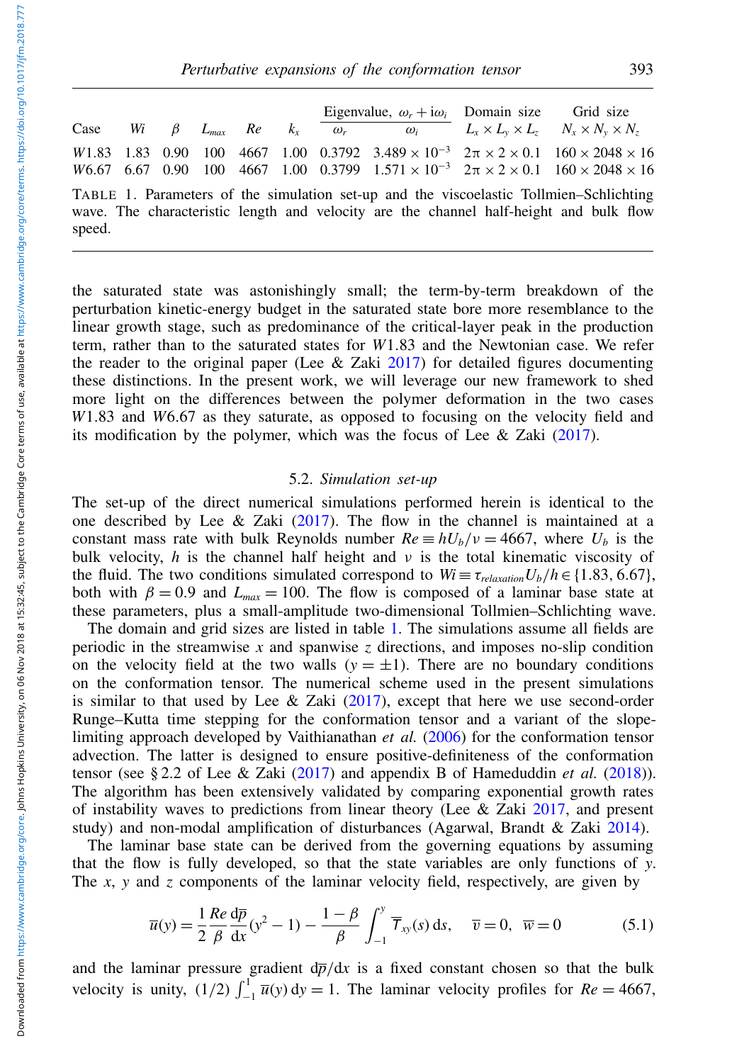| Case | $Wi$ | $\beta$ | $L_{max}$ | $Re$ | $k_x$ | Eigenvalue, $\omega_r + \mathrm{i}\omega_i$ | | Domain size | Grid size |
|---|---|---|---|---|---|---|---|---|---|
| | | | | | | $\omega_r$ | $\omega_i$ | $L_x \times L_y \times L_z$ | $N_x \times N_y \times N_z$ |
| $W1.83$ | 1.83 | 0.90 | 100 | 4667 | 1.00 | 0.3792 | $3.489 \times 10^{-3}$ | $2\pi \times 2 \times 0.1$ | $160 \times 2048 \times 16$ |
| $W6.67$ | 6.67 | 0.90 | 100 | 4667 | 1.00 | 0.3799 | $1.571 \times 10^{-3}$ | $2\pi \times 2 \times 0.1$ | $160 \times 2048 \times 16$ |

TABLE 1. Parameters of the simulation set-up and the viscoelastic Tollmien–Schlichting wave. The characteristic length and velocity are the channel half-height and bulk flow speed.

the saturated state was astonishingly small; the term-by-term breakdown of the perturbation kinetic-energy budget in the saturated state bore more resemblance to the linear growth stage, such as predominance of the critical-layer peak in the production term, rather than to the saturated states for $W1.83$ and the Newtonian case. We refer the reader to the original paper (Lee & Zaki 2017) for detailed figures documenting these distinctions. In the present work, we will leverage our new framework to shed more light on the differences between the polymer deformation in the two cases $W1.83$ and $W6.67$ as they saturate, as opposed to focusing on the velocity field and its modification by the polymer, which was the focus of Lee & Zaki (2017).

### 5.2. *Simulation set-up*

The set-up of the direct numerical simulations performed herein is identical to the one described by Lee & Zaki (2017). The flow in the channel is maintained at a constant mass rate with bulk Reynolds number $Re \equiv hU_b/\nu = 4667$, where $U_b$ is the bulk velocity, $h$ is the channel half height and $\nu$ is the total kinematic viscosity of the fluid. The two conditions simulated correspond to $Wi \equiv \tau_{relaxation} U_b/h \in \{1.83, 6.67\}$, both with $\beta = 0.9$ and $L_{max} = 100$. The flow is composed of a laminar base state at these parameters, plus a small-amplitude two-dimensional Tollmien–Schlichting wave.

The domain and grid sizes are listed in table 1. The simulations assume all fields are periodic in the streamwise $x$ and spanwise $z$ directions, and imposes no-slip condition on the velocity field at the two walls ($y = \pm 1$). There are no boundary conditions on the conformation tensor. The numerical scheme used in the present simulations is similar to that used by Lee & Zaki (2017), except that here we use second-order Runge–Kutta time stepping for the conformation tensor and a variant of the slope-limiting approach developed by Vaithianathan *et al.* (2006) for the conformation tensor advection. The latter is designed to ensure positive-definiteness of the conformation tensor (see § 2.2 of Lee & Zaki (2017) and appendix B of Hameduddin *et al.* (2018)). The algorithm has been extensively validated by comparing exponential growth rates of instability waves to predictions from linear theory (Lee & Zaki 2017, and present study) and non-modal amplification of disturbances (Agarwal, Brandt & Zaki 2014).

The laminar base state can be derived from the governing equations by assuming that the flow is fully developed, so that the state variables are only functions of $y$. The $x$, $y$ and $z$ components of the laminar velocity field, respectively, are given by

$$\overline{u}(y) = \frac{1}{2}\frac{Re}{\beta}\frac{\mathrm{d}\overline{p}}{\mathrm{d}x}(y^2 - 1) - \frac{1-\beta}{\beta}\int_{-1}^{y} \overline{T}_{xy}(s)\,\mathrm{d}s, \quad \overline{v} = 0, \ \ \overline{w} = 0 \tag{5.1}$$

and the laminar pressure gradient $\mathrm{d}\overline{p}/\mathrm{d}x$ is a fixed constant chosen so that the bulk velocity is unity, $(1/2)\int_{-1}^{1} \overline{u}(y)\,\mathrm{d}y = 1$. The laminar velocity profiles for $Re = 4667$,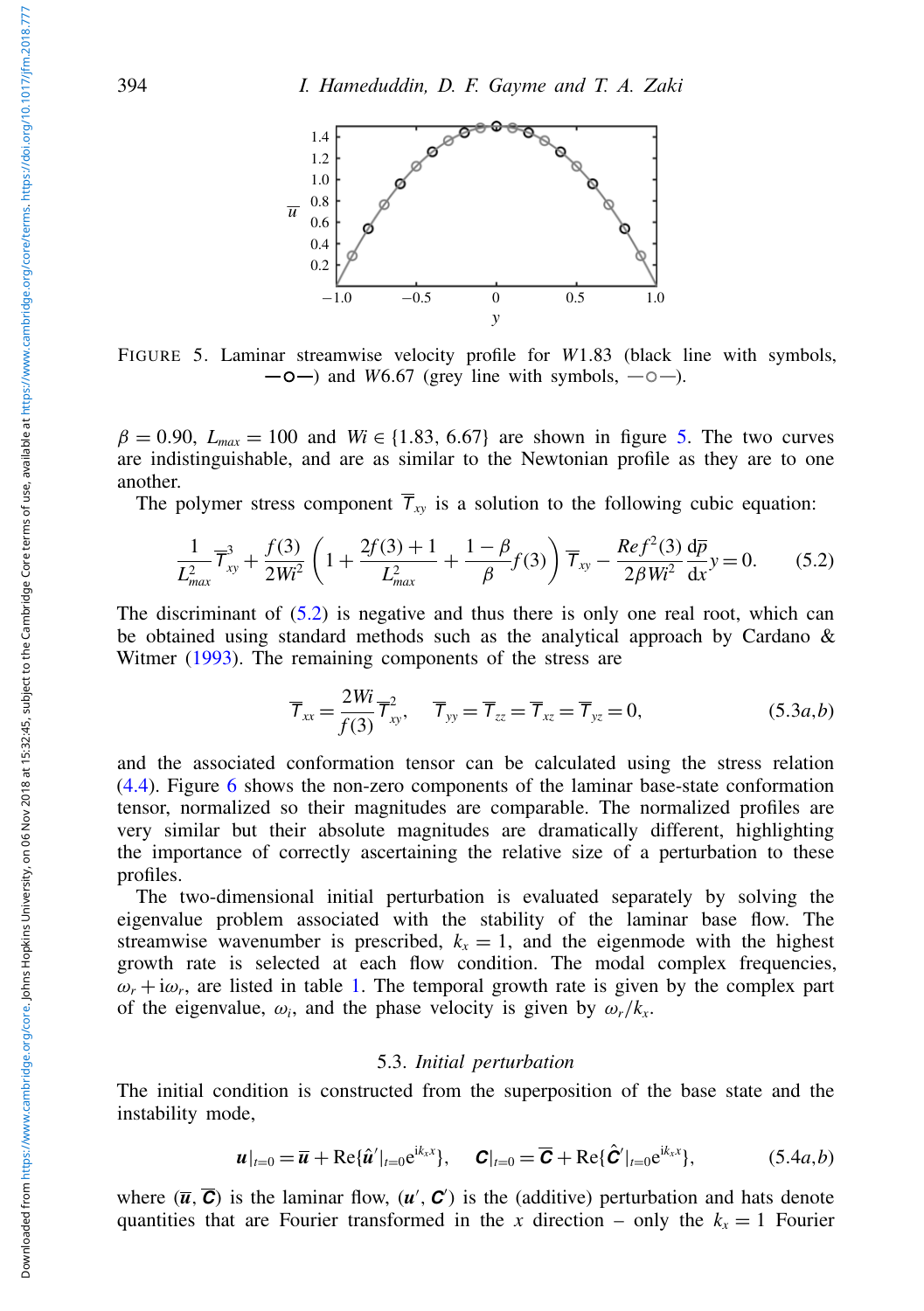FIGURE 5. Laminar streamwise velocity profile for $W1.83$ (black line with symbols, —o—) and $W6.67$ (grey line with symbols, —o—).

$\beta = 0.90$, $L_{max} = 100$ and $Wi \in \{1.83, 6.67\}$ are shown in figure 5. The two curves are indistinguishable, and are as similar to the Newtonian profile as they are to one another.

The polymer stress component $\overline{T}_{xy}$ is a solution to the following cubic equation:

$$\frac{1}{L_{max}^2}\overline{T}_{xy}^3 + \frac{f(3)}{2Wi^2}\left(1 + \frac{2f(3)+1}{L_{max}^2} + \frac{1-\beta}{\beta}f(3)\right)\overline{T}_{xy} - \frac{Re\, f^2(3)}{2\beta Wi^2}\frac{\mathrm{d}\overline{p}}{\mathrm{d}x}y = 0. \tag{5.2}$$

The discriminant of (5.2) is negative and thus there is only one real root, which can be obtained using standard methods such as the analytical approach by Cardano & Witmer (1993). The remaining components of the stress are

$$\overline{T}_{xx} = \frac{2Wi}{f(3)}\overline{T}_{xy}^2, \quad \overline{T}_{yy} = \overline{T}_{zz} = \overline{T}_{xz} = \overline{T}_{yz} = 0, \tag{5.3a,b}$$

and the associated conformation tensor can be calculated using the stress relation (4.4). Figure 6 shows the non-zero components of the laminar base-state conformation tensor, normalized so their magnitudes are comparable. The normalized profiles are very similar but their absolute magnitudes are dramatically different, highlighting the importance of correctly ascertaining the relative size of a perturbation to these profiles.

The two-dimensional initial perturbation is evaluated separately by solving the eigenvalue problem associated with the stability of the laminar base flow. The streamwise wavenumber is prescribed, $k_x = 1$, and the eigenmode with the highest growth rate is selected at each flow condition. The modal complex frequencies, $\omega_r + \mathrm{i}\omega_r$, are listed in table 1. The temporal growth rate is given by the complex part of the eigenvalue, $\omega_i$, and the phase velocity is given by $\omega_r/k_x$.

### 5.3. *Initial perturbation*

The initial condition is constructed from the superposition of the base state and the instability mode,

$$\boldsymbol{u}|_{t=0} = \overline{\boldsymbol{u}} + \mathrm{Re}\{\hat{\boldsymbol{u}}'|_{t=0}\mathrm{e}^{\mathrm{i}k_x x}\}, \quad \boldsymbol{C}|_{t=0} = \overline{\boldsymbol{C}} + \mathrm{Re}\{\hat{\boldsymbol{C}}'|_{t=0}\mathrm{e}^{\mathrm{i}k_x x}\}, \tag{5.4a,b}$$

where $(\overline{\boldsymbol{u}}, \overline{\boldsymbol{C}})$ is the laminar flow, $(\boldsymbol{u}', \boldsymbol{C}')$ is the (additive) perturbation and hats denote quantities that are Fourier transformed in the $x$ direction – only the $k_x = 1$ Fourier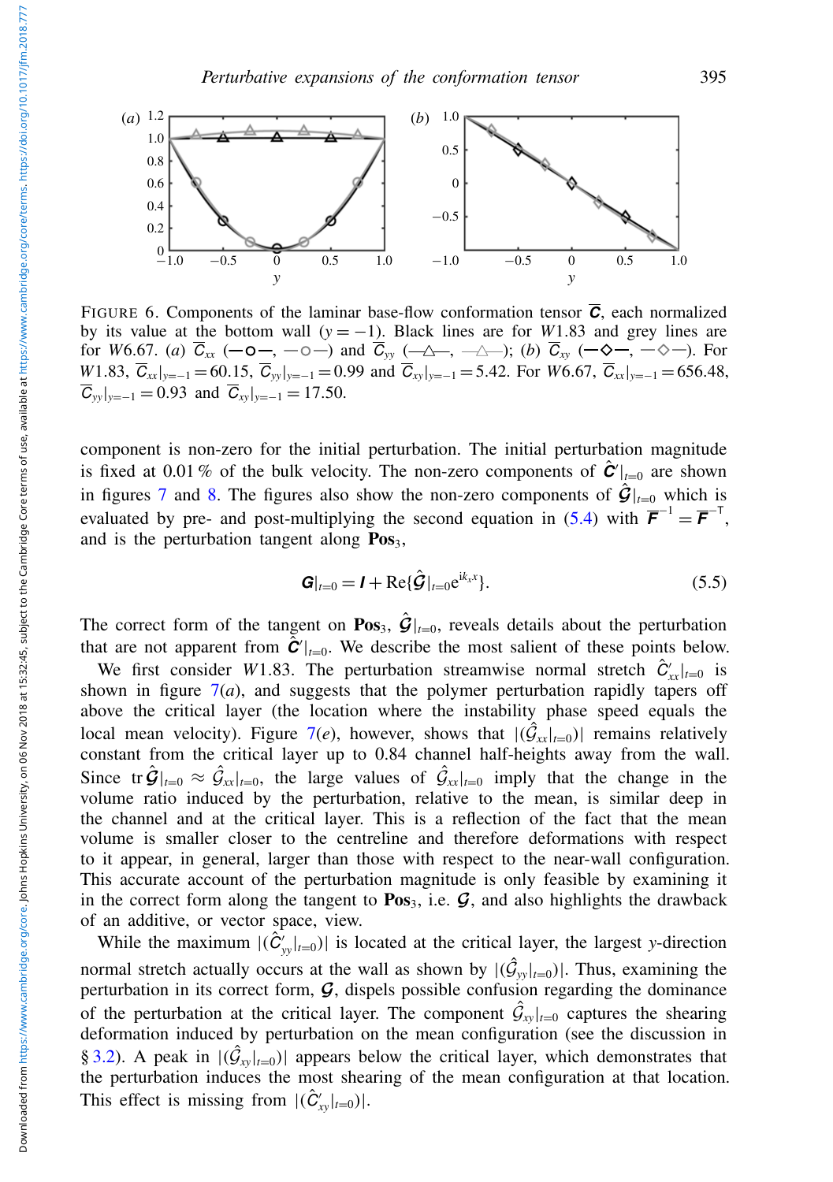FIGURE 6. Components of the laminar base-flow conformation tensor $\overline{\boldsymbol{C}}$, each normalized by its value at the bottom wall ($y=-1$). Black lines are for $W1.83$ and grey lines are for $W6.67$. (*a*) $\overline{C}_{xx}$ (—o—, —o—) and $\overline{C}_{yy}$ (—△—, —△—); (*b*) $\overline{C}_{xy}$ (—◇—, —◇—). For $W1.83$, $\overline{C}_{xx}|_{y=-1}=60.15$, $\overline{C}_{yy}|_{y=-1}=0.99$ and $\overline{C}_{xy}|_{y=-1}=5.42$. For $W6.67$, $\overline{C}_{xx}|_{y=-1}=656.48$, $\overline{C}_{yy}|_{y=-1}=0.93$ and $\overline{C}_{xy}|_{y=-1}=17.50$.

component is non-zero for the initial perturbation. The initial perturbation magnitude is fixed at 0.01 % of the bulk velocity. The non-zero components of $\hat{\boldsymbol{C}}'|_{t=0}$ are shown in figures 7 and 8. The figures also show the non-zero components of $\hat{\boldsymbol{\mathcal{G}}}|_{t=0}$ which is evaluated by pre- and post-multiplying the second equation in (5.4) with $\overline{\boldsymbol{F}}^{-1}=\overline{\boldsymbol{F}}^{-\mathsf{T}}$, and is the perturbation tangent along $\mathbf{Pos}_3$,

$$\boldsymbol{G}|_{t=0}=\boldsymbol{I}+\mathrm{Re}\{\hat{\boldsymbol{\mathcal{G}}}|_{t=0}\mathrm{e}^{\mathrm{i}k_x x}\}. \tag{5.5}$$

The correct form of the tangent on $\mathbf{Pos}_3$, $\hat{\boldsymbol{\mathcal{G}}}|_{t=0}$, reveals details about the perturbation that are not apparent from $\hat{\boldsymbol{C}}'|_{t=0}$. We describe the most salient of these points below.

We first consider $W1.83$. The perturbation streamwise normal stretch $\hat{C}'_{xx}|_{t=0}$ is shown in figure 7(*a*), and suggests that the polymer perturbation rapidly tapers off above the critical layer (the location where the instability phase speed equals the local mean velocity). Figure 7(*e*), however, shows that $|(\hat{\mathcal{G}}_{xx}|_{t=0})|$ remains relatively constant from the critical layer up to 0.84 channel half-heights away from the wall. Since $\mathrm{tr}\,\hat{\boldsymbol{\mathcal{G}}}|_{t=0}\approx\hat{\mathcal{G}}_{xx}|_{t=0}$, the large values of $\hat{\mathcal{G}}_{xx}|_{t=0}$ imply that the change in the volume ratio induced by the perturbation, relative to the mean, is similar deep in the channel and at the critical layer. This is a reflection of the fact that the mean volume is smaller closer to the centreline and therefore deformations with respect to it appear, in general, larger than those with respect to the near-wall configuration. This accurate account of the perturbation magnitude is only feasible by examining it in the correct form along the tangent to $\mathbf{Pos}_3$, i.e. $\boldsymbol{\mathcal{G}}$, and also highlights the drawback of an additive, or vector space, view.

While the maximum $|(\hat{C}'_{yy}|_{t=0})|$ is located at the critical layer, the largest $y$-direction normal stretch actually occurs at the wall as shown by $|(\hat{\mathcal{G}}_{yy}|_{t=0})|$. Thus, examining the perturbation in its correct form, $\boldsymbol{\mathcal{G}}$, dispels possible confusion regarding the dominance of the perturbation at the critical layer. The component $\hat{\mathcal{G}}_{xy}|_{t=0}$ captures the shearing deformation induced by perturbation on the mean configuration (see the discussion in § 3.2). A peak in $|(\hat{\mathcal{G}}_{xy}|_{t=0})|$ appears below the critical layer, which demonstrates that the perturbation induces the most shearing of the mean configuration at that location. This effect is missing from $|(\hat{C}'_{xy}|_{t=0})|$.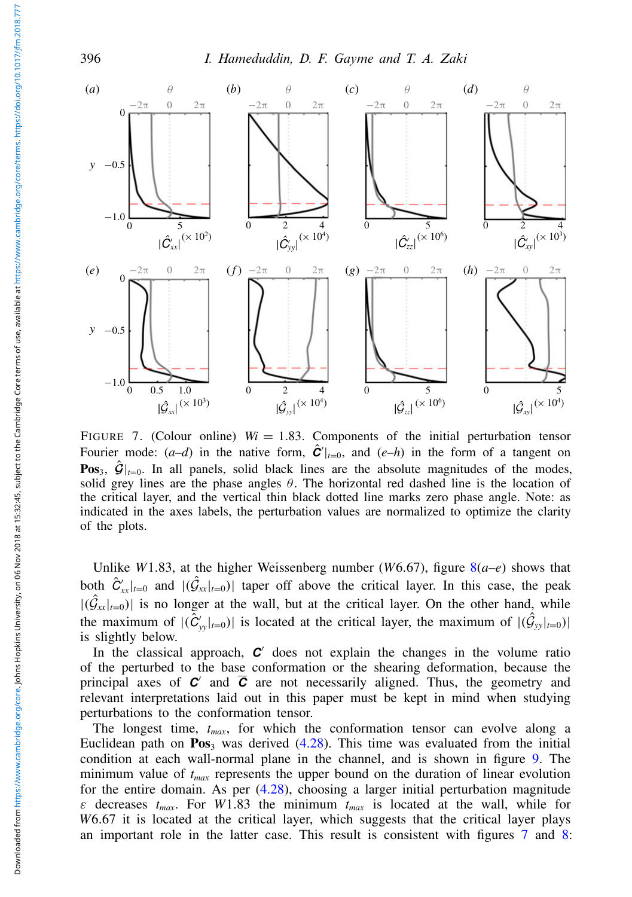FIGURE 7. (Colour online) $Wi = 1.83$. Components of the initial perturbation tensor Fourier mode: (a–d) in the native form, $\hat{\boldsymbol{C}}'|_{t=0}$, and (e–h) in the form of a tangent on $\mathbf{Pos}_3$, $\hat{\mathcal{G}}|_{t=0}$. In all panels, solid black lines are the absolute magnitudes of the modes, solid grey lines are the phase angles $\theta$. The horizontal red dashed line is the location of the critical layer, and the vertical thin black dotted line marks zero phase angle. Note: as indicated in the axes labels, the perturbation values are normalized to optimize the clarity of the plots.

Unlike $W1.83$, at the higher Weissenberg number ($W6.67$), figure 8(a–e) shows that both $\hat{C}'_{xx}|_{t=0}$ and $|(\hat{\mathcal{G}}_{xx}|_{t=0})|$ taper off above the critical layer. In this case, the peak $|(\hat{\mathcal{G}}_{xx}|_{t=0})|$ is no longer at the wall, but at the critical layer. On the other hand, while the maximum of $|(\hat{C}'_{yy}|_{t=0})|$ is located at the critical layer, the maximum of $|(\hat{\mathcal{G}}_{yy}|_{t=0})|$ is slightly below.

In the classical approach, $\boldsymbol{C}'$ does not explain the changes in the volume ratio of the perturbed to the base conformation or the shearing deformation, because the principal axes of $\boldsymbol{C}'$ and $\overline{\boldsymbol{C}}$ are not necessarily aligned. Thus, the geometry and relevant interpretations laid out in this paper must be kept in mind when studying perturbations to the conformation tensor.

The longest time, $t_{max}$, for which the conformation tensor can evolve along a Euclidean path on $\mathbf{Pos}_3$ was derived (4.28). This time was evaluated from the initial condition at each wall-normal plane in the channel, and is shown in figure 9. The minimum value of $t_{max}$ represents the upper bound on the duration of linear evolution for the entire domain. As per (4.28), choosing a larger initial perturbation magnitude $\varepsilon$ decreases $t_{max}$. For $W1.83$ the minimum $t_{max}$ is located at the wall, while for $W6.67$ it is located at the critical layer, which suggests that the critical layer plays an important role in the latter case. This result is consistent with figures 7 and 8: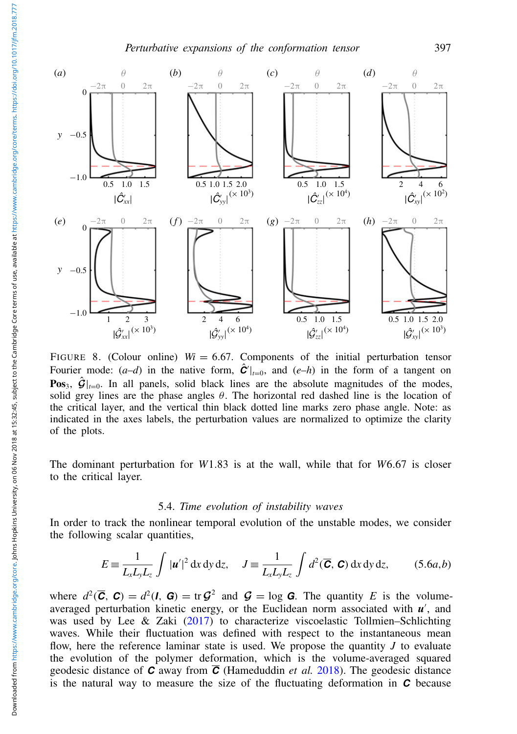FIGURE 8. (Colour online) $Wi = 6.67$. Components of the initial perturbation tensor Fourier mode: (*a–d*) in the native form, $\hat{\boldsymbol{C}}'|_{t=0}$, and (*e–h*) in the form of a tangent on $\mathbf{Pos}_3$, $\hat{\boldsymbol{\mathcal{G}}}|_{t=0}$. In all panels, solid black lines are the absolute magnitudes of the modes, solid grey lines are the phase angles $\theta$. The horizontal red dashed line is the location of the critical layer, and the vertical thin black dotted line marks zero phase angle. Note: as indicated in the axes labels, the perturbation values are normalized to optimize the clarity of the plots.

The dominant perturbation for $W1.83$ is at the wall, while that for $W6.67$ is closer to the critical layer.

### 5.4. *Time evolution of instability waves*

In order to track the nonlinear temporal evolution of the unstable modes, we consider the following scalar quantities,

$$E \equiv \frac{1}{L_x L_y L_z} \int |\boldsymbol{u}'|^2 \,\mathrm{d}x\,\mathrm{d}y\,\mathrm{d}z, \quad J \equiv \frac{1}{L_x L_y L_z} \int d^2(\overline{\boldsymbol{C}}, \boldsymbol{C}) \,\mathrm{d}x\,\mathrm{d}y\,\mathrm{d}z, \qquad (5.6a,b)$$

where $d^2(\overline{\boldsymbol{C}}, \boldsymbol{C}) = d^2(\boldsymbol{I}, \boldsymbol{G}) = \operatorname{tr} \boldsymbol{\mathcal{G}}^2$ and $\boldsymbol{\mathcal{G}} = \log \boldsymbol{G}$. The quantity $E$ is the volume-averaged perturbation kinetic energy, or the Euclidean norm associated with $\boldsymbol{u}'$, and was used by Lee & Zaki (2017) to characterize viscoelastic Tollmien–Schlichting waves. While their fluctuation was defined with respect to the instantaneous mean flow, here the reference laminar state is used. We propose the quantity $J$ to evaluate the evolution of the polymer deformation, which is the volume-averaged squared geodesic distance of $\boldsymbol{C}$ away from $\overline{\boldsymbol{C}}$ (Hameduddin *et al.* 2018). The geodesic distance is the natural way to measure the size of the fluctuating deformation in $\boldsymbol{C}$ because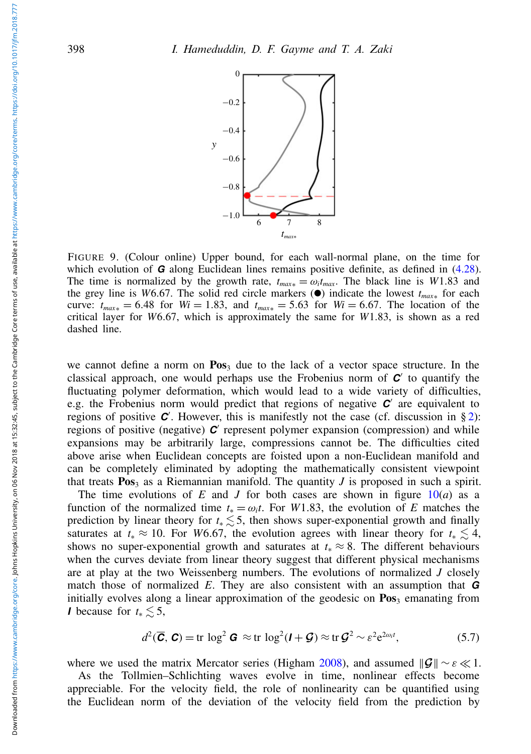FIGURE 9. (Colour online) Upper bound, for each wall-normal plane, on the time for which evolution of $\boldsymbol{G}$ along Euclidean lines remains positive definite, as defined in (4.28). The time is normalized by the growth rate, $t_{max*} = \omega_i t_{max}$. The black line is $W1.83$ and the grey line is $W6.67$. The solid red circle markers (●) indicate the lowest $t_{max*}$ for each curve: $t_{max*} = 6.48$ for $Wi = 1.83$, and $t_{max*} = 5.63$ for $Wi = 6.67$. The location of the critical layer for $W6.67$, which is approximately the same for $W1.83$, is shown as a red dashed line.

we cannot define a norm on $\mathbf{Pos}_3$ due to the lack of a vector space structure. In the classical approach, one would perhaps use the Frobenius norm of $\boldsymbol{C}'$ to quantify the fluctuating polymer deformation, which would lead to a wide variety of difficulties, e.g. the Frobenius norm would predict that regions of negative $\boldsymbol{C}'$ are equivalent to regions of positive $\boldsymbol{C}'$. However, this is manifestly not the case (cf. discussion in § 2): regions of positive (negative) $\boldsymbol{C}'$ represent polymer expansion (compression) and while expansions may be arbitrarily large, compressions cannot be. The difficulties cited above arise when Euclidean concepts are foisted upon a non-Euclidean manifold and can be completely eliminated by adopting the mathematically consistent viewpoint that treats $\mathbf{Pos}_3$ as a Riemannian manifold. The quantity $J$ is proposed in such a spirit.

The time evolutions of $E$ and $J$ for both cases are shown in figure 10($a$) as a function of the normalized time $t_* = \omega_i t$. For $W1.83$, the evolution of $E$ matches the prediction by linear theory for $t_* \lesssim 5$, then shows super-exponential growth and finally saturates at $t_* \approx 10$. For $W6.67$, the evolution agrees with linear theory for $t_* \lesssim 4$, shows no super-exponential growth and saturates at $t_* \approx 8$. The different behaviours when the curves deviate from linear theory suggest that different physical mechanisms are at play at the two Weissenberg numbers. The evolutions of normalized $J$ closely match those of normalized $E$. They are also consistent with an assumption that $\boldsymbol{G}$ initially evolves along a linear approximation of the geodesic on $\mathbf{Pos}_3$ emanating from $\boldsymbol{I}$ because for $t_* \lesssim 5$,

$$d^2(\overline{\boldsymbol{C}}, \boldsymbol{C}) = \operatorname{tr} \log^2 \boldsymbol{G} \approx \operatorname{tr} \log^2(\boldsymbol{I} + \boldsymbol{\mathcal{G}}) \approx \operatorname{tr} \boldsymbol{\mathcal{G}}^2 \sim \varepsilon^2 \mathrm{e}^{2\omega_i t}, \tag{5.7}$$

where we used the matrix Mercator series (Higham 2008), and assumed $\|\boldsymbol{\mathcal{G}}\| \sim \varepsilon \ll 1$.

As the Tollmien–Schlichting waves evolve in time, nonlinear effects become appreciable. For the velocity field, the role of nonlinearity can be quantified using the Euclidean norm of the deviation of the velocity field from the prediction by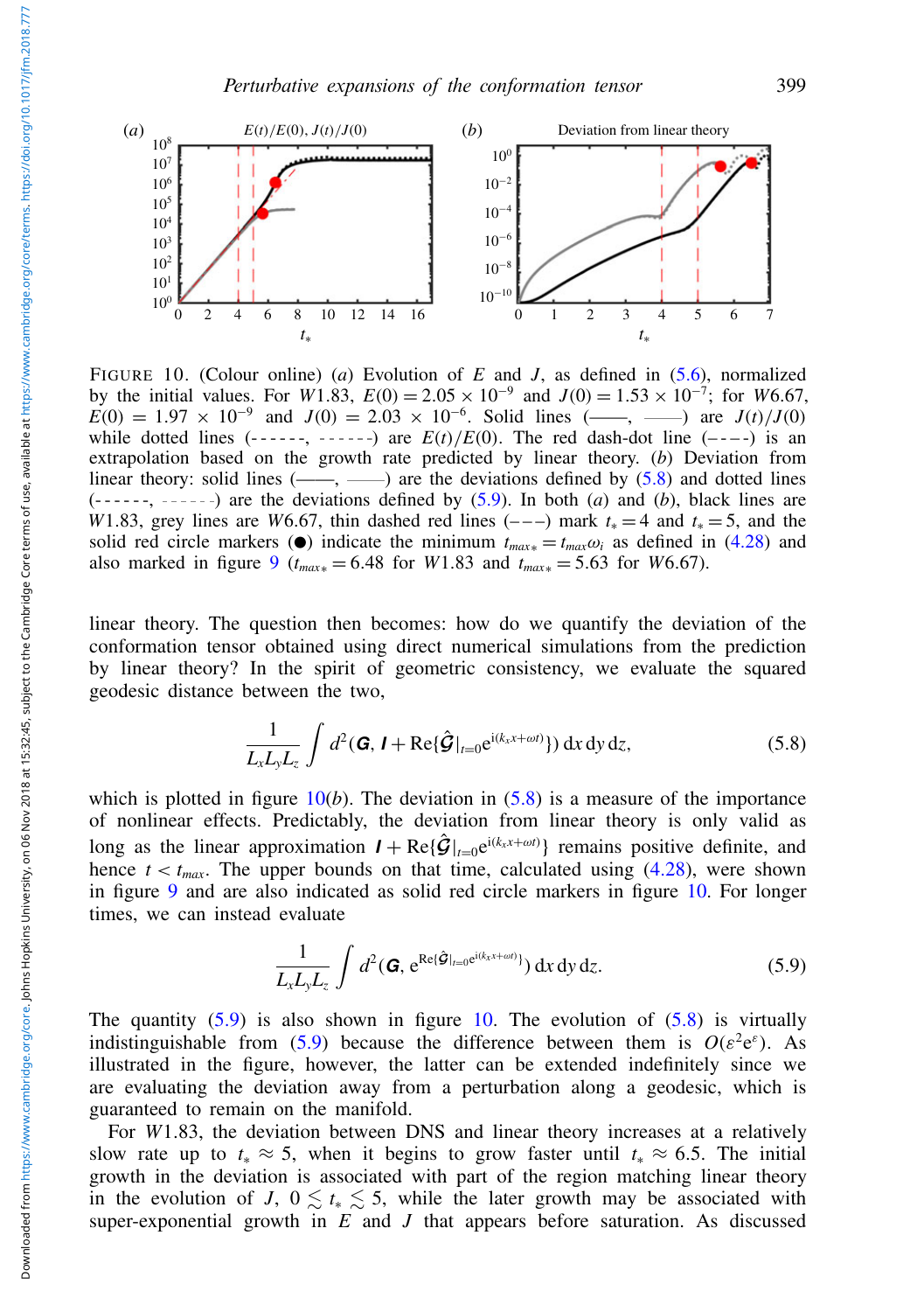FIGURE 10. (Colour online) (*a*) Evolution of $E$ and $J$, as defined in (5.6), normalized by the initial values. For $W1.83$, $E(0) = 2.05 \times 10^{-9}$ and $J(0) = 1.53 \times 10^{-7}$; for $W6.67$, $E(0) = 1.97 \times 10^{-9}$ and $J(0) = 2.03 \times 10^{-6}$. Solid lines (——, ——) are $J(t)/J(0)$ while dotted lines (------, ------) are $E(t)/E(0)$. The red dash-dot line (– - – -) is an extrapolation based on the growth rate predicted by linear theory. (*b*) Deviation from linear theory: solid lines (——, ——) are the deviations defined by (5.8) and dotted lines (------, ------) are the deviations defined by (5.9). In both (*a*) and (*b*), black lines are $W1.83$, grey lines are $W6.67$, thin dashed red lines (– – –) mark $t_* = 4$ and $t_* = 5$, and the solid red circle markers (●) indicate the minimum $t_{max*} = t_{max}\omega_i$ as defined in (4.28) and also marked in figure 9 ($t_{max*} = 6.48$ for $W1.83$ and $t_{max*} = 5.63$ for $W6.67$).

linear theory. The question then becomes: how do we quantify the deviation of the conformation tensor obtained using direct numerical simulations from the prediction by linear theory? In the spirit of geometric consistency, we evaluate the squared geodesic distance between the two,

$$\frac{1}{L_x L_y L_z} \int d^2(\boldsymbol{G}, \boldsymbol{I} + \mathrm{Re}\{\hat{\boldsymbol{\mathcal{G}}}|_{t=0} \mathrm{e}^{\mathrm{i}(k_x x + \omega t)}\}) \, \mathrm{d}x \, \mathrm{d}y \, \mathrm{d}z, \tag{5.8}$$

which is plotted in figure 10(*b*). The deviation in (5.8) is a measure of the importance of nonlinear effects. Predictably, the deviation from linear theory is only valid as long as the linear approximation $\boldsymbol{I} + \mathrm{Re}\{\hat{\boldsymbol{\mathcal{G}}}|_{t=0} \mathrm{e}^{\mathrm{i}(k_x x + \omega t)}\}$ remains positive definite, and hence $t < t_{max}$. The upper bounds on that time, calculated using (4.28), were shown in figure 9 and are also indicated as solid red circle markers in figure 10. For longer times, we can instead evaluate

$$\frac{1}{L_x L_y L_z} \int d^2(\boldsymbol{G}, \mathrm{e}^{\mathrm{Re}\{\hat{\boldsymbol{\mathcal{G}}}|_{t=0} \mathrm{e}^{\mathrm{i}(k_x x + \omega t)}\}}) \, \mathrm{d}x \, \mathrm{d}y \, \mathrm{d}z. \tag{5.9}$$

The quantity (5.9) is also shown in figure 10. The evolution of (5.8) is virtually indistinguishable from (5.9) because the difference between them is $O(\varepsilon^2 \mathrm{e}^{\varepsilon})$. As illustrated in the figure, however, the latter can be extended indefinitely since we are evaluating the deviation away from a perturbation along a geodesic, which is guaranteed to remain on the manifold.

For $W1.83$, the deviation between DNS and linear theory increases at a relatively slow rate up to $t_* \approx 5$, when it begins to grow faster until $t_* \approx 6.5$. The initial growth in the deviation is associated with part of the region matching linear theory in the evolution of $J$, $0 \lesssim t_* \lesssim 5$, while the later growth may be associated with super-exponential growth in $E$ and $J$ that appears before saturation. As discussed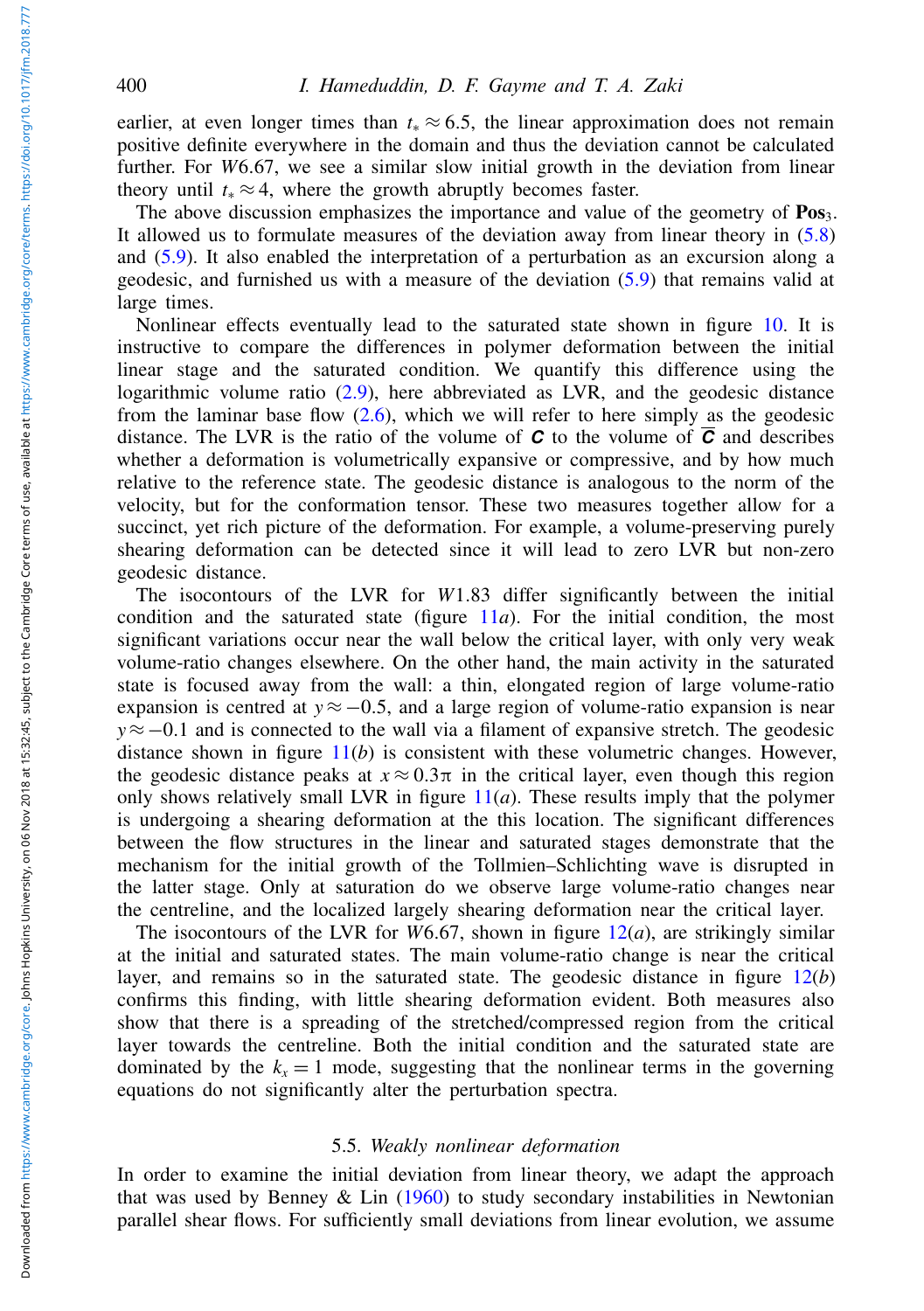earlier, at even longer times than $t_* \approx 6.5$, the linear approximation does not remain positive definite everywhere in the domain and thus the deviation cannot be calculated further. For $W6.67$, we see a similar slow initial growth in the deviation from linear theory until $t_* \approx 4$, where the growth abruptly becomes faster.

The above discussion emphasizes the importance and value of the geometry of $\mathbf{Pos}_3$. It allowed us to formulate measures of the deviation away from linear theory in (5.8) and (5.9). It also enabled the interpretation of a perturbation as an excursion along a geodesic, and furnished us with a measure of the deviation (5.9) that remains valid at large times.

Nonlinear effects eventually lead to the saturated state shown in figure 10. It is instructive to compare the differences in polymer deformation between the initial linear stage and the saturated condition. We quantify this difference using the logarithmic volume ratio (2.9), here abbreviated as LVR, and the geodesic distance from the laminar base flow (2.6), which we will refer to here simply as the geodesic distance. The LVR is the ratio of the volume of $\boldsymbol{C}$ to the volume of $\overline{\boldsymbol{C}}$ and describes whether a deformation is volumetrically expansive or compressive, and by how much relative to the reference state. The geodesic distance is analogous to the norm of the velocity, but for the conformation tensor. These two measures together allow for a succinct, yet rich picture of the deformation. For example, a volume-preserving purely shearing deformation can be detected since it will lead to zero LVR but non-zero geodesic distance.

The isocontours of the LVR for $W1.83$ differ significantly between the initial condition and the saturated state (figure 11*a*). For the initial condition, the most significant variations occur near the wall below the critical layer, with only very weak volume-ratio changes elsewhere. On the other hand, the main activity in the saturated state is focused away from the wall: a thin, elongated region of large volume-ratio expansion is centred at $y \approx -0.5$, and a large region of volume-ratio expansion is near $y \approx -0.1$ and is connected to the wall via a filament of expansive stretch. The geodesic distance shown in figure 11(*b*) is consistent with these volumetric changes. However, the geodesic distance peaks at $x \approx 0.3\pi$ in the critical layer, even though this region only shows relatively small LVR in figure 11(*a*). These results imply that the polymer is undergoing a shearing deformation at the this location. The significant differences between the flow structures in the linear and saturated stages demonstrate that the mechanism for the initial growth of the Tollmien–Schlichting wave is disrupted in the latter stage. Only at saturation do we observe large volume-ratio changes near the centreline, and the localized largely shearing deformation near the critical layer.

The isocontours of the LVR for $W6.67$, shown in figure 12(*a*), are strikingly similar at the initial and saturated states. The main volume-ratio change is near the critical layer, and remains so in the saturated state. The geodesic distance in figure 12(*b*) confirms this finding, with little shearing deformation evident. Both measures also show that there is a spreading of the stretched/compressed region from the critical layer towards the centreline. Both the initial condition and the saturated state are dominated by the $k_x = 1$ mode, suggesting that the nonlinear terms in the governing equations do not significantly alter the perturbation spectra.

### 5.5. *Weakly nonlinear deformation*

In order to examine the initial deviation from linear theory, we adapt the approach that was used by Benney & Lin (1960) to study secondary instabilities in Newtonian parallel shear flows. For sufficiently small deviations from linear evolution, we assume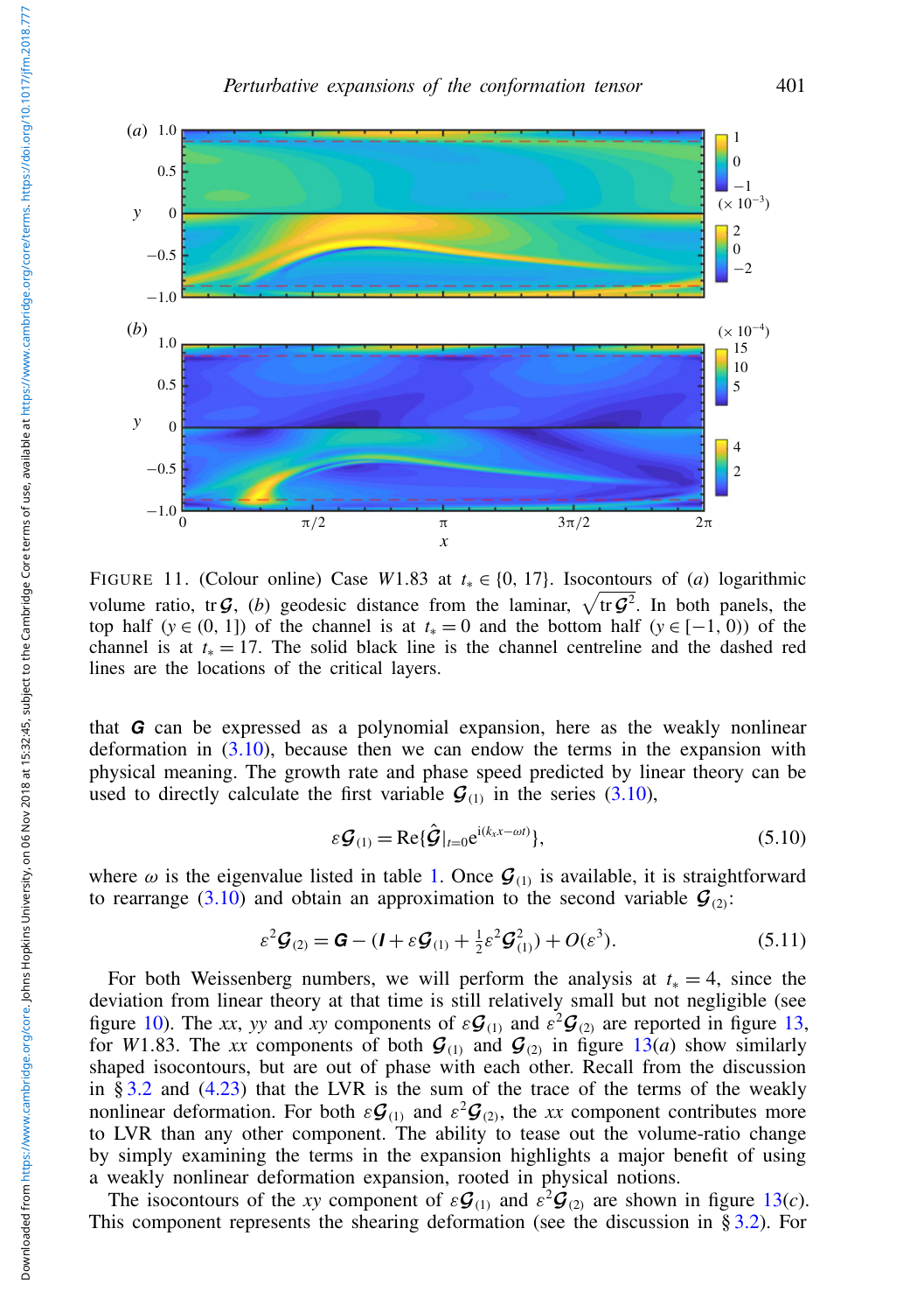FIGURE 11. (Colour online) Case $W1.83$ at $t_* \in \{0, 17\}$. Isocontours of (*a*) logarithmic volume ratio, $\mathrm{tr}\,\boldsymbol{\mathcal{G}}$, (*b*) geodesic distance from the laminar, $\sqrt{\mathrm{tr}\,\boldsymbol{\mathcal{G}}^2}$. In both panels, the top half ($y \in (0, 1]$) of the channel is at $t_* = 0$ and the bottom half ($y \in [-1, 0)$) of the channel is at $t_* = 17$. The solid black line is the channel centreline and the dashed red lines are the locations of the critical layers.

that $\boldsymbol{G}$ can be expressed as a polynomial expansion, here as the weakly nonlinear deformation in (3.10), because then we can endow the terms in the expansion with physical meaning. The growth rate and phase speed predicted by linear theory can be used to directly calculate the first variable $\boldsymbol{\mathcal{G}}_{(1)}$ in the series (3.10),

$$\varepsilon \boldsymbol{\mathcal{G}}_{(1)} = \mathrm{Re}\{\hat{\boldsymbol{\mathcal{G}}}|_{t=0} \mathrm{e}^{\mathrm{i}(k_x x - \omega t)}\}, \tag{5.10}$$

where $\omega$ is the eigenvalue listed in table 1. Once $\boldsymbol{\mathcal{G}}_{(1)}$ is available, it is straightforward to rearrange (3.10) and obtain an approximation to the second variable $\boldsymbol{\mathcal{G}}_{(2)}$:

$$\varepsilon^2 \boldsymbol{\mathcal{G}}_{(2)} = \boldsymbol{G} - (\boldsymbol{I} + \varepsilon \boldsymbol{\mathcal{G}}_{(1)} + \tfrac{1}{2}\varepsilon^2 \boldsymbol{\mathcal{G}}_{(1)}^2) + O(\varepsilon^3). \tag{5.11}$$

For both Weissenberg numbers, we will perform the analysis at $t_* = 4$, since the deviation from linear theory at that time is still relatively small but not negligible (see figure 10). The $xx$, $yy$ and $xy$ components of $\varepsilon \boldsymbol{\mathcal{G}}_{(1)}$ and $\varepsilon^2 \boldsymbol{\mathcal{G}}_{(2)}$ are reported in figure 13, for $W1.83$. The $xx$ components of both $\boldsymbol{\mathcal{G}}_{(1)}$ and $\boldsymbol{\mathcal{G}}_{(2)}$ in figure 13(*a*) show similarly shaped isocontours, but are out of phase with each other. Recall from the discussion in § 3.2 and (4.23) that the LVR is the sum of the trace of the terms of the weakly nonlinear deformation. For both $\varepsilon \boldsymbol{\mathcal{G}}_{(1)}$ and $\varepsilon^2 \boldsymbol{\mathcal{G}}_{(2)}$, the $xx$ component contributes more to LVR than any other component. The ability to tease out the volume-ratio change by simply examining the terms in the expansion highlights a major benefit of using a weakly nonlinear deformation expansion, rooted in physical notions.

The isocontours of the $xy$ component of $\varepsilon \boldsymbol{\mathcal{G}}_{(1)}$ and $\varepsilon^2 \boldsymbol{\mathcal{G}}_{(2)}$ are shown in figure 13(*c*). This component represents the shearing deformation (see the discussion in § 3.2). For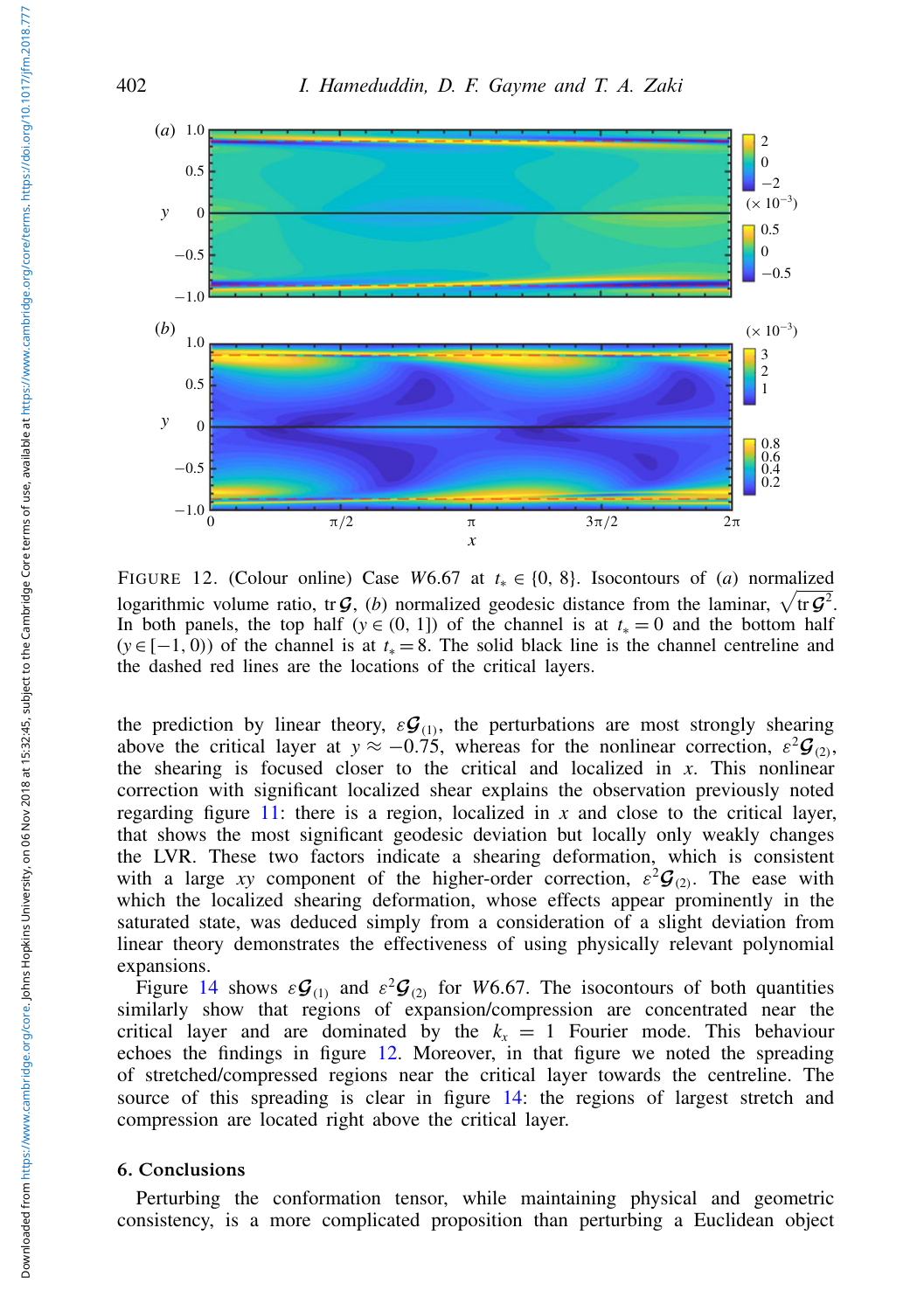FIGURE 12. (Colour online) Case $W6.67$ at $t_* \in \{0, 8\}$. Isocontours of (*a*) normalized logarithmic volume ratio, $\operatorname{tr} \boldsymbol{\mathcal{G}}$, (*b*) normalized geodesic distance from the laminar, $\sqrt{\operatorname{tr} \boldsymbol{\mathcal{G}}^2}$. In both panels, the top half ($y \in (0, 1]$) of the channel is at $t_* = 0$ and the bottom half ($y \in [-1, 0)$) of the channel is at $t_* = 8$. The solid black line is the channel centreline and the dashed red lines are the locations of the critical layers.

the prediction by linear theory, $\varepsilon \boldsymbol{\mathcal{G}}_{(1)}$, the perturbations are most strongly shearing above the critical layer at $y \approx -0.75$, whereas for the nonlinear correction, $\varepsilon^2 \boldsymbol{\mathcal{G}}_{(2)}$, the shearing is focused closer to the critical and localized in $x$. This nonlinear correction with significant localized shear explains the observation previously noted regarding figure 11: there is a region, localized in $x$ and close to the critical layer, that shows the most significant geodesic deviation but locally only weakly changes the LVR. These two factors indicate a shearing deformation, which is consistent with a large $xy$ component of the higher-order correction, $\varepsilon^2 \boldsymbol{\mathcal{G}}_{(2)}$. The ease with which the localized shearing deformation, whose effects appear prominently in the saturated state, was deduced simply from a consideration of a slight deviation from linear theory demonstrates the effectiveness of using physically relevant polynomial expansions.

Figure 14 shows $\varepsilon \boldsymbol{\mathcal{G}}_{(1)}$ and $\varepsilon^2 \boldsymbol{\mathcal{G}}_{(2)}$ for $W6.67$. The isocontours of both quantities similarly show that regions of expansion/compression are concentrated near the critical layer and are dominated by the $k_x = 1$ Fourier mode. This behaviour echoes the findings in figure 12. Moreover, in that figure we noted the spreading of stretched/compressed regions near the critical layer towards the centreline. The source of this spreading is clear in figure 14: the regions of largest stretch and compression are located right above the critical layer.

## 6. Conclusions

Perturbing the conformation tensor, while maintaining physical and geometric consistency, is a more complicated proposition than perturbing a Euclidean object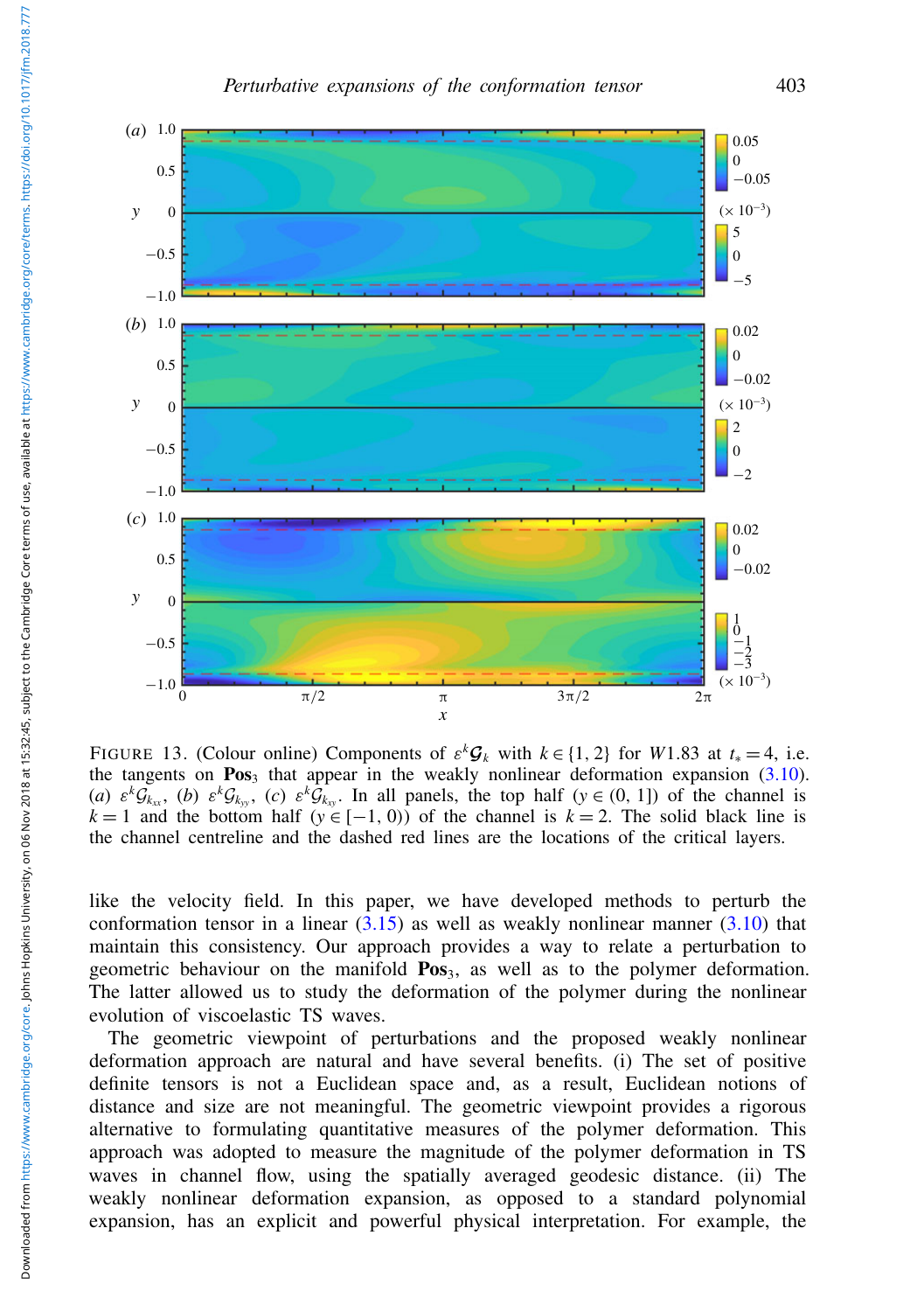FIGURE 13. (Colour online) Components of $\varepsilon^k \boldsymbol{\mathcal{G}}_k$ with $k \in \{1, 2\}$ for $W1.83$ at $t_* = 4$, i.e. the tangents on $\mathbf{Pos}_3$ that appear in the weakly nonlinear deformation expansion (3.10). (a) $\varepsilon^k \mathcal{G}_{k_{xx}}$, (b) $\varepsilon^k \mathcal{G}_{k_{yy}}$, (c) $\varepsilon^k \mathcal{G}_{k_{xy}}$. In all panels, the top half ($y \in (0, 1]$) of the channel is $k = 1$ and the bottom half ($y \in [-1, 0)$) of the channel is $k = 2$. The solid black line is the channel centreline and the dashed red lines are the locations of the critical layers.

like the velocity field. In this paper, we have developed methods to perturb the conformation tensor in a linear (3.15) as well as weakly nonlinear manner (3.10) that maintain this consistency. Our approach provides a way to relate a perturbation to geometric behaviour on the manifold $\mathbf{Pos}_3$, as well as to the polymer deformation. The latter allowed us to study the deformation of the polymer during the nonlinear evolution of viscoelastic TS waves.

The geometric viewpoint of perturbations and the proposed weakly nonlinear deformation approach are natural and have several benefits. (i) The set of positive definite tensors is not a Euclidean space and, as a result, Euclidean notions of distance and size are not meaningful. The geometric viewpoint provides a rigorous alternative to formulating quantitative measures of the polymer deformation. This approach was adopted to measure the magnitude of the polymer deformation in TS waves in channel flow, using the spatially averaged geodesic distance. (ii) The weakly nonlinear deformation expansion, as opposed to a standard polynomial expansion, has an explicit and powerful physical interpretation. For example, the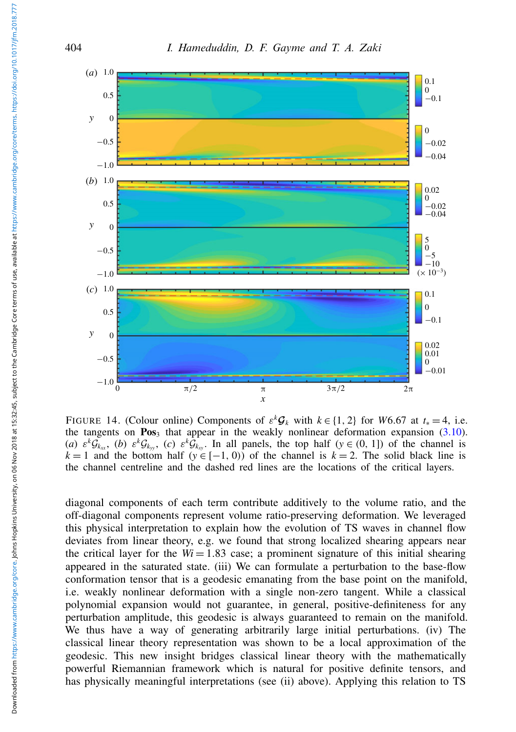FIGURE 14. (Colour online) Components of $\varepsilon^k \boldsymbol{\mathcal{G}}_k$ with $k \in \{1, 2\}$ for $W6.67$ at $t_* = 4$, i.e. the tangents on $\mathbf{Pos}_3$ that appear in the weakly nonlinear deformation expansion (3.10). (a) $\varepsilon^k \mathcal{G}_{k_{xx}}$, (b) $\varepsilon^k \mathcal{G}_{k_{yy}}$, (c) $\varepsilon^k \mathcal{G}_{k_{xy}}$. In all panels, the top half ($y \in (0, 1]$) of the channel is $k = 1$ and the bottom half ($y \in [-1, 0)$) of the channel is $k = 2$. The solid black line is the channel centreline and the dashed red lines are the locations of the critical layers.

diagonal components of each term contribute additively to the volume ratio, and the off-diagonal components represent volume ratio-preserving deformation. We leveraged this physical interpretation to explain how the evolution of TS waves in channel flow deviates from linear theory, e.g. we found that strong localized shearing appears near the critical layer for the $Wi = 1.83$ case; a prominent signature of this initial shearing appeared in the saturated state. (iii) We can formulate a perturbation to the base-flow conformation tensor that is a geodesic emanating from the base point on the manifold, i.e. weakly nonlinear deformation with a single non-zero tangent. While a classical polynomial expansion would not guarantee, in general, positive-definiteness for any perturbation amplitude, this geodesic is always guaranteed to remain on the manifold. We thus have a way of generating arbitrarily large initial perturbations. (iv) The classical linear theory representation was shown to be a local approximation of the geodesic. This new insight bridges classical linear theory with the mathematically powerful Riemannian framework which is natural for positive definite tensors, and has physically meaningful interpretations (see (ii) above). Applying this relation to TS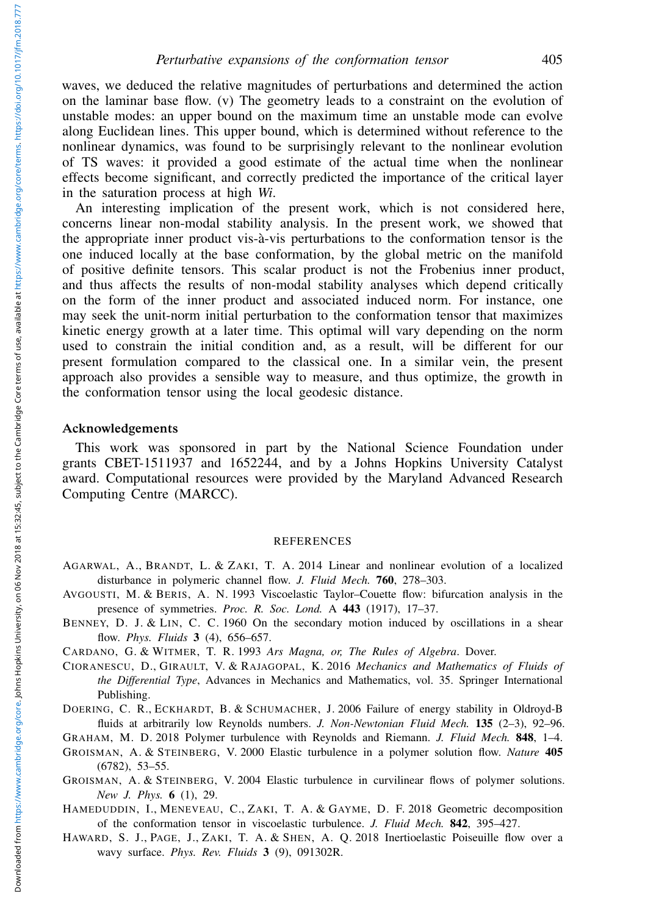waves, we deduced the relative magnitudes of perturbations and determined the action on the laminar base flow. (v) The geometry leads to a constraint on the evolution of unstable modes: an upper bound on the maximum time an unstable mode can evolve along Euclidean lines. This upper bound, which is determined without reference to the nonlinear dynamics, was found to be surprisingly relevant to the nonlinear evolution of TS waves: it provided a good estimate of the actual time when the nonlinear effects become significant, and correctly predicted the importance of the critical layer in the saturation process at high *Wi*.

An interesting implication of the present work, which is not considered here, concerns linear non-modal stability analysis. In the present work, we showed that the appropriate inner product vis-à-vis perturbations to the conformation tensor is the one induced locally at the base conformation, by the global metric on the manifold of positive definite tensors. This scalar product is not the Frobenius inner product, and thus affects the results of non-modal stability analyses which depend critically on the form of the inner product and associated induced norm. For instance, one may seek the unit-norm initial perturbation to the conformation tensor that maximizes kinetic energy growth at a later time. This optimal will vary depending on the norm used to constrain the initial condition and, as a result, will be different for our present formulation compared to the classical one. In a similar vein, the present approach also provides a sensible way to measure, and thus optimize, the growth in the conformation tensor using the local geodesic distance.

## Acknowledgements

This work was sponsored in part by the National Science Foundation under grants CBET-1511937 and 1652244, and by a Johns Hopkins University Catalyst award. Computational resources were provided by the Maryland Advanced Research Computing Centre (MARCC).

## REFERENCES

AGARWAL, A., BRANDT, L. & ZAKI, T. A. 2014 Linear and nonlinear evolution of a localized disturbance in polymeric channel flow. *J. Fluid Mech.* **760**, 278–303.

AVGOUSTI, M. & BERIS, A. N. 1993 Viscoelastic Taylor–Couette flow: bifurcation analysis in the presence of symmetries. *Proc. R. Soc. Lond.* A **443** (1917), 17–37.

BENNEY, D. J. & LIN, C. C. 1960 On the secondary motion induced by oscillations in a shear flow. *Phys. Fluids* **3** (4), 656–657.

CARDANO, G. & WITMER, T. R. 1993 *Ars Magna, or, The Rules of Algebra*. Dover.

CIORANESCU, D., GIRAULT, V. & RAJAGOPAL, K. 2016 *Mechanics and Mathematics of Fluids of the Differential Type*, Advances in Mechanics and Mathematics, vol. 35. Springer International Publishing.

DOERING, C. R., ECKHARDT, B. & SCHUMACHER, J. 2006 Failure of energy stability in Oldroyd-B fluids at arbitrarily low Reynolds numbers. *J. Non-Newtonian Fluid Mech.* **135** (2–3), 92–96.

GRAHAM, M. D. 2018 Polymer turbulence with Reynolds and Riemann. *J. Fluid Mech.* **848**, 1–4.

GROISMAN, A. & STEINBERG, V. 2000 Elastic turbulence in a polymer solution flow. *Nature* **405** (6782), 53–55.

GROISMAN, A. & STEINBERG, V. 2004 Elastic turbulence in curvilinear flows of polymer solutions. *New J. Phys.* **6** (1), 29.

HAMEDUDDIN, I., MENEVEAU, C., ZAKI, T. A. & GAYME, D. F. 2018 Geometric decomposition of the conformation tensor in viscoelastic turbulence. *J. Fluid Mech.* **842**, 395–427.

HAWARD, S. J., PAGE, J., ZAKI, T. A. & SHEN, A. Q. 2018 Inertioelastic Poiseuille flow over a wavy surface. *Phys. Rev. Fluids* **3** (9), 091302R.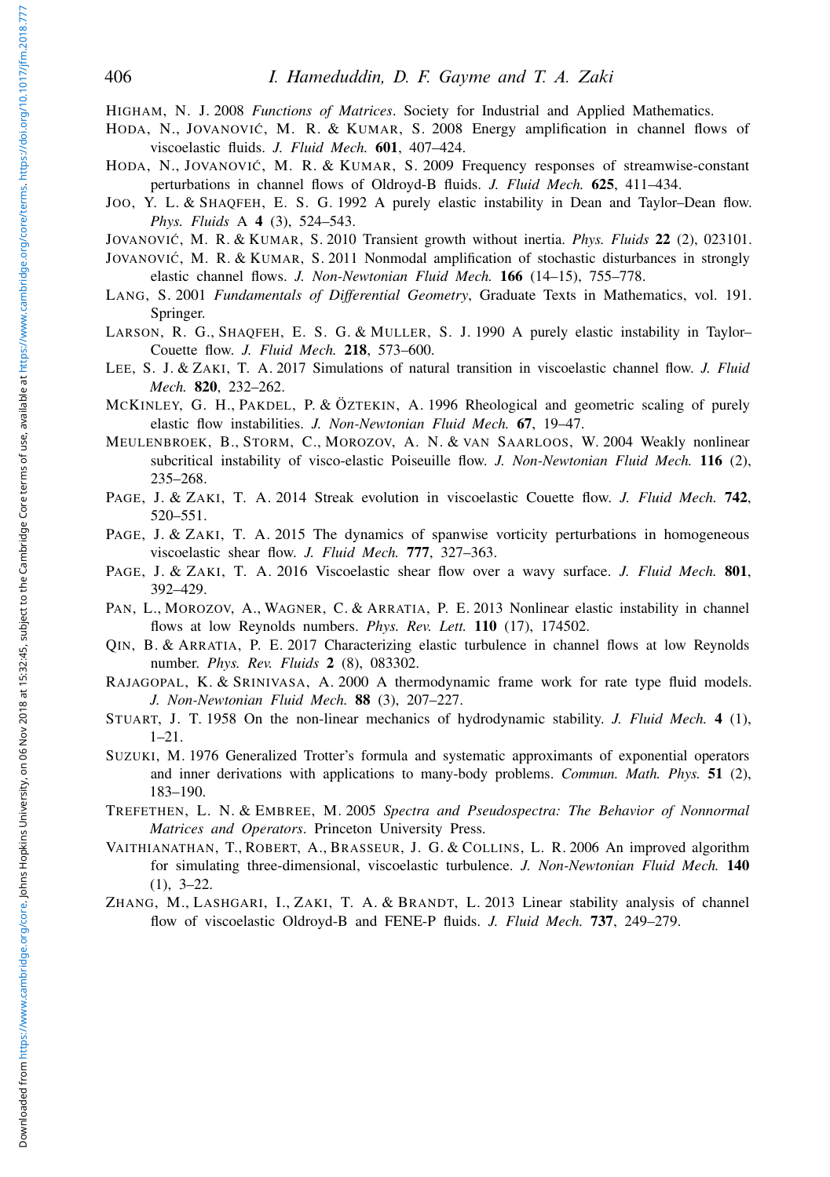HIGHAM, N. J. 2008 *Functions of Matrices*. Society for Industrial and Applied Mathematics.

HODA, N., JOVANOVIĆ, M. R. & KUMAR, S. 2008 Energy amplification in channel flows of viscoelastic fluids. *J. Fluid Mech.* **601**, 407–424.

HODA, N., JOVANOVIĆ, M. R. & KUMAR, S. 2009 Frequency responses of streamwise-constant perturbations in channel flows of Oldroyd-B fluids. *J. Fluid Mech.* **625**, 411–434.

JOO, Y. L. & SHAQFEH, E. S. G. 1992 A purely elastic instability in Dean and Taylor–Dean flow. *Phys. Fluids* A **4** (3), 524–543.

JOVANOVIĆ, M. R. & KUMAR, S. 2010 Transient growth without inertia. *Phys. Fluids* **22** (2), 023101.

JOVANOVIĆ, M. R. & KUMAR, S. 2011 Nonmodal amplification of stochastic disturbances in strongly elastic channel flows. *J. Non-Newtonian Fluid Mech.* **166** (14–15), 755–778.

LANG, S. 2001 *Fundamentals of Differential Geometry*, Graduate Texts in Mathematics, vol. 191. Springer.

LARSON, R. G., SHAQFEH, E. S. G. & MULLER, S. J. 1990 A purely elastic instability in Taylor–Couette flow. *J. Fluid Mech.* **218**, 573–600.

LEE, S. J. & ZAKI, T. A. 2017 Simulations of natural transition in viscoelastic channel flow. *J. Fluid Mech.* **820**, 232–262.

MCKINLEY, G. H., PAKDEL, P. & ÖZTEKIN, A. 1996 Rheological and geometric scaling of purely elastic flow instabilities. *J. Non-Newtonian Fluid Mech.* **67**, 19–47.

MEULENBROEK, B., STORM, C., MOROZOV, A. N. & VAN SAARLOOS, W. 2004 Weakly nonlinear subcritical instability of visco-elastic Poiseuille flow. *J. Non-Newtonian Fluid Mech.* **116** (2), 235–268.

PAGE, J. & ZAKI, T. A. 2014 Streak evolution in viscoelastic Couette flow. *J. Fluid Mech.* **742**, 520–551.

PAGE, J. & ZAKI, T. A. 2015 The dynamics of spanwise vorticity perturbations in homogeneous viscoelastic shear flow. *J. Fluid Mech.* **777**, 327–363.

PAGE, J. & ZAKI, T. A. 2016 Viscoelastic shear flow over a wavy surface. *J. Fluid Mech.* **801**, 392–429.

PAN, L., MOROZOV, A., WAGNER, C. & ARRATIA, P. E. 2013 Nonlinear elastic instability in channel flows at low Reynolds numbers. *Phys. Rev. Lett.* **110** (17), 174502.

QIN, B. & ARRATIA, P. E. 2017 Characterizing elastic turbulence in channel flows at low Reynolds number. *Phys. Rev. Fluids* **2** (8), 083302.

RAJAGOPAL, K. & SRINIVASA, A. 2000 A thermodynamic frame work for rate type fluid models. *J. Non-Newtonian Fluid Mech.* **88** (3), 207–227.

STUART, J. T. 1958 On the non-linear mechanics of hydrodynamic stability. *J. Fluid Mech.* **4** (1), 1–21.

SUZUKI, M. 1976 Generalized Trotter's formula and systematic approximants of exponential operators and inner derivations with applications to many-body problems. *Commun. Math. Phys.* **51** (2), 183–190.

TREFETHEN, L. N. & EMBREE, M. 2005 *Spectra and Pseudospectra: The Behavior of Nonnormal Matrices and Operators*. Princeton University Press.

VAITHIANATHAN, T., ROBERT, A., BRASSEUR, J. G. & COLLINS, L. R. 2006 An improved algorithm for simulating three-dimensional, viscoelastic turbulence. *J. Non-Newtonian Fluid Mech.* **140** (1), 3–22.

ZHANG, M., LASHGARI, I., ZAKI, T. A. & BRANDT, L. 2013 Linear stability analysis of channel flow of viscoelastic Oldroyd-B and FENE-P fluids. *J. Fluid Mech.* **737**, 249–279.